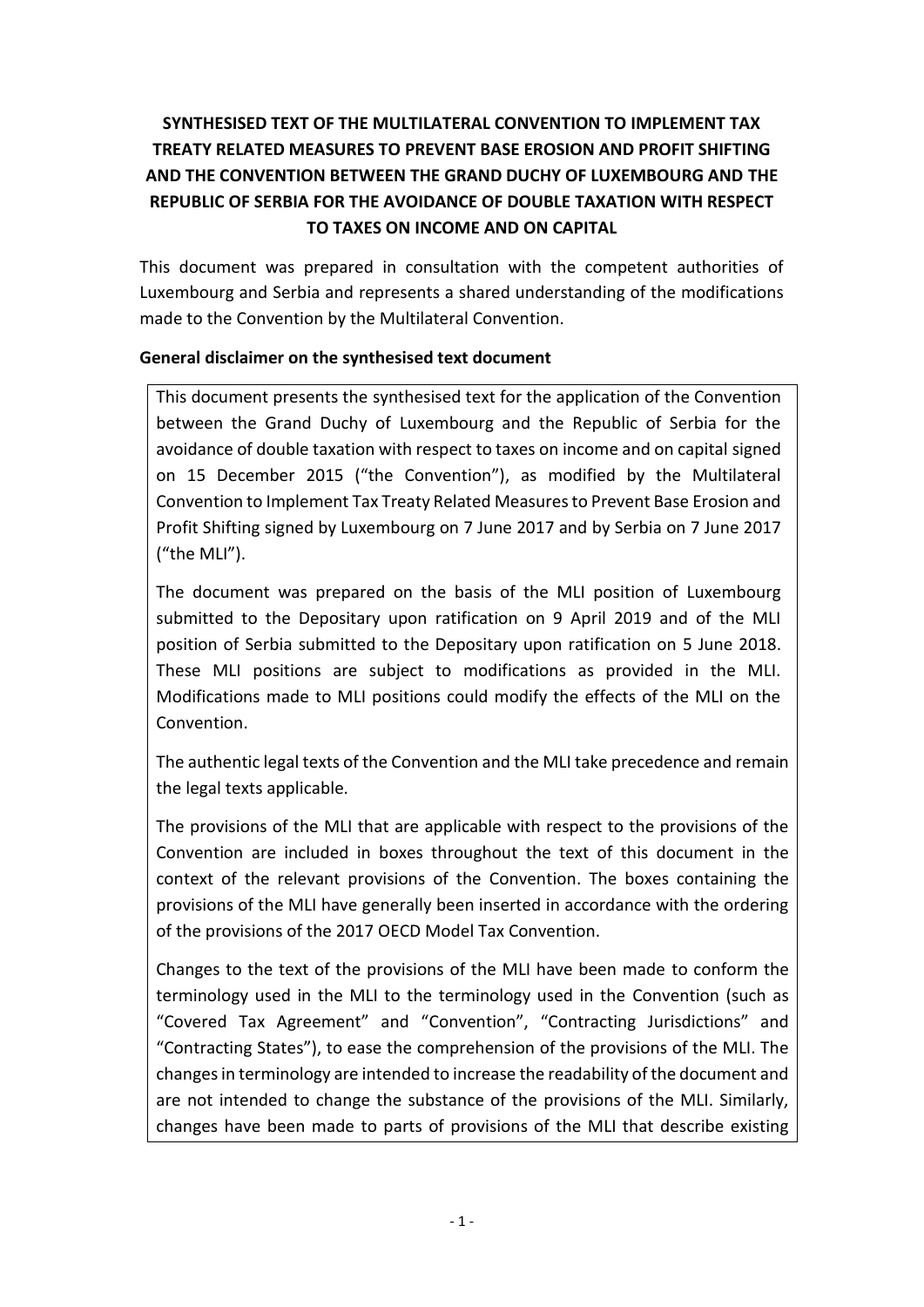# SYNTHESISED TEXT OF THE MULTILATERAL CONVENTION TO IMPLEMENT TAX TREATY RELATED MEASURES TO PREVENT BASE EROSION AND PROFIT SHIFTING AND THE CONVENTION BETWEEN THE GRAND DUCHY OF LUXEMBOURG AND THE REPUBLIC OF SERBIA FOR THE AVOIDANCE OF DOUBLE TAXATION WITH RESPECT TO TAXES ON INCOME AND ON CAPITAL

This document was prepared in consultation with the competent authorities of Luxembourg and Serbia and represents a shared understanding of the modifications made to the Convention by the Multilateral Convention.

**General disclaimer on the synthesised text document**

This document presents the synthesised text for the application of the Convention between the Grand Duchy of Luxembourg and the Republic of Serbia for the avoidance of double taxation with respect to taxes on income and on capital signed on 15 December 2015 ("the Convention"), as modified by the Multilateral Convention to Implement Tax Treaty Related Measures to Prevent Base Erosion and Profit Shifting signed by Luxembourg on 7 June 2017 and by Serbia on 7 June 2017 ("the MLI").

The document was prepared on the basis of the MLI position of Luxembourg submitted to the Depositary upon ratification on 9 April 2019 and of the MLI position of Serbia submitted to the Depositary upon ratification on 5 June 2018. These MLI positions are subject to modifications as provided in the MLI. Modifications made to MLI positions could modify the effects of the MLI on the Convention.

The authentic legal texts of the Convention and the MLI take precedence and remain the legal texts applicable.

The provisions of the MLI that are applicable with respect to the provisions of the Convention are included in boxes throughout the text of this document in the context of the relevant provisions of the Convention. The boxes containing the provisions of the MLI have generally been inserted in accordance with the ordering of the provisions of the 2017 OECD Model Tax Convention.

Changes to the text of the provisions of the MLI have been made to conform the terminology used in the MLI to the terminology used in the Convention (such as "Covered Tax Agreement" and "Convention", "Contracting Jurisdictions" and "Contracting States"), to ease the comprehension of the provisions of the MLI. The changes in terminology are intended to increase the readability of the document and are not intended to change the substance of the provisions of the MLI. Similarly, changes have been made to parts of provisions of the MLI that describe existing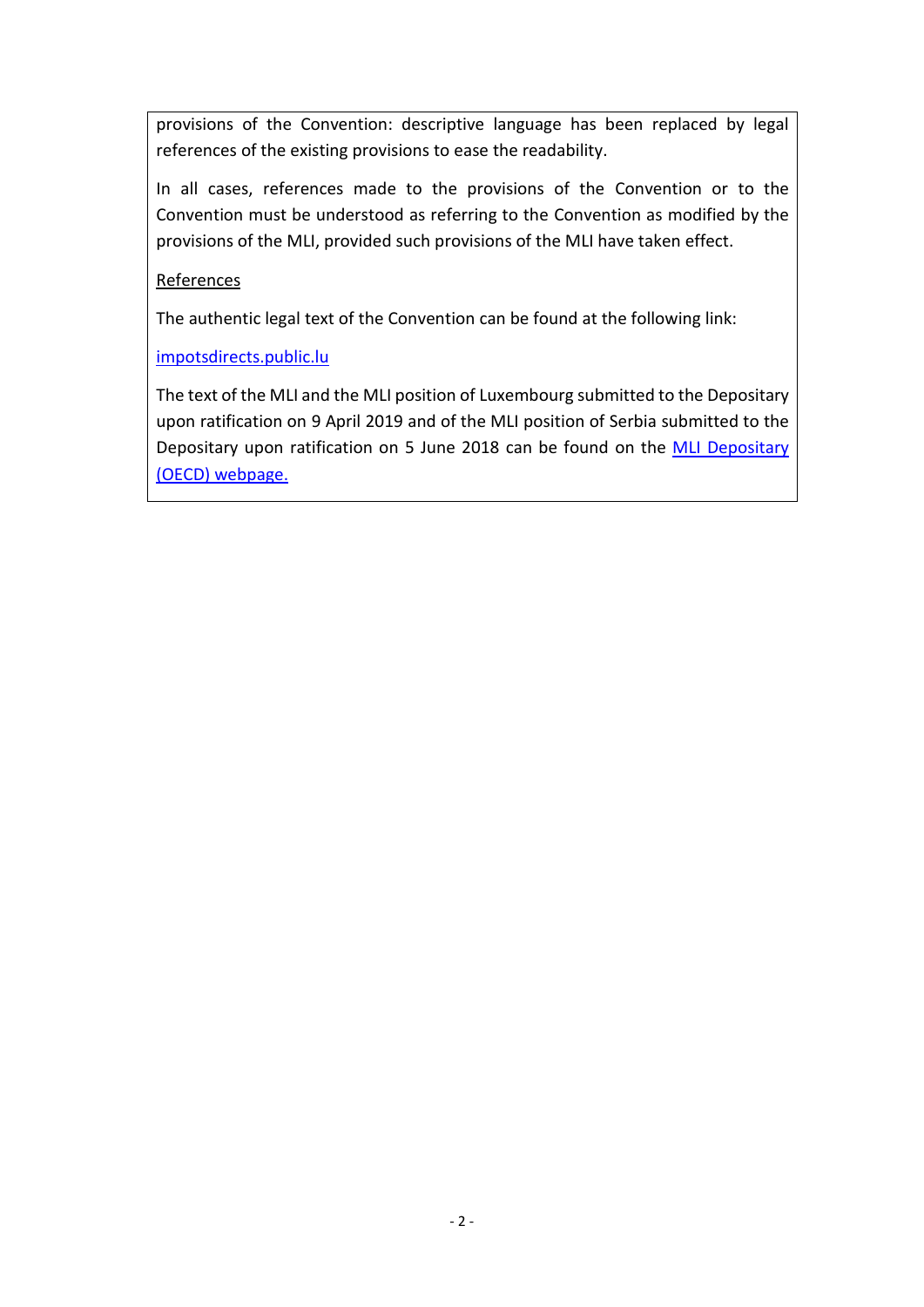provisions of the Convention: descriptive language has been replaced by legal references of the existing provisions to ease the readability.

In all cases, references made to the provisions of the Convention or to the Convention must be understood as referring to the Convention as modified by the provisions of the MLI, provided such provisions of the MLI have taken effect.

References

The authentic legal text of the Convention can be found at the following link:

impotsdirects.public.lu

The text of the MLI and the MLI position of Luxembourg submitted to the Depositary upon ratification on 9 April 2019 and of the MLI position of Serbia submitted to the Depositary upon ratification on 5 June 2018 can be found on the MLI Depositary (OECD) webpage.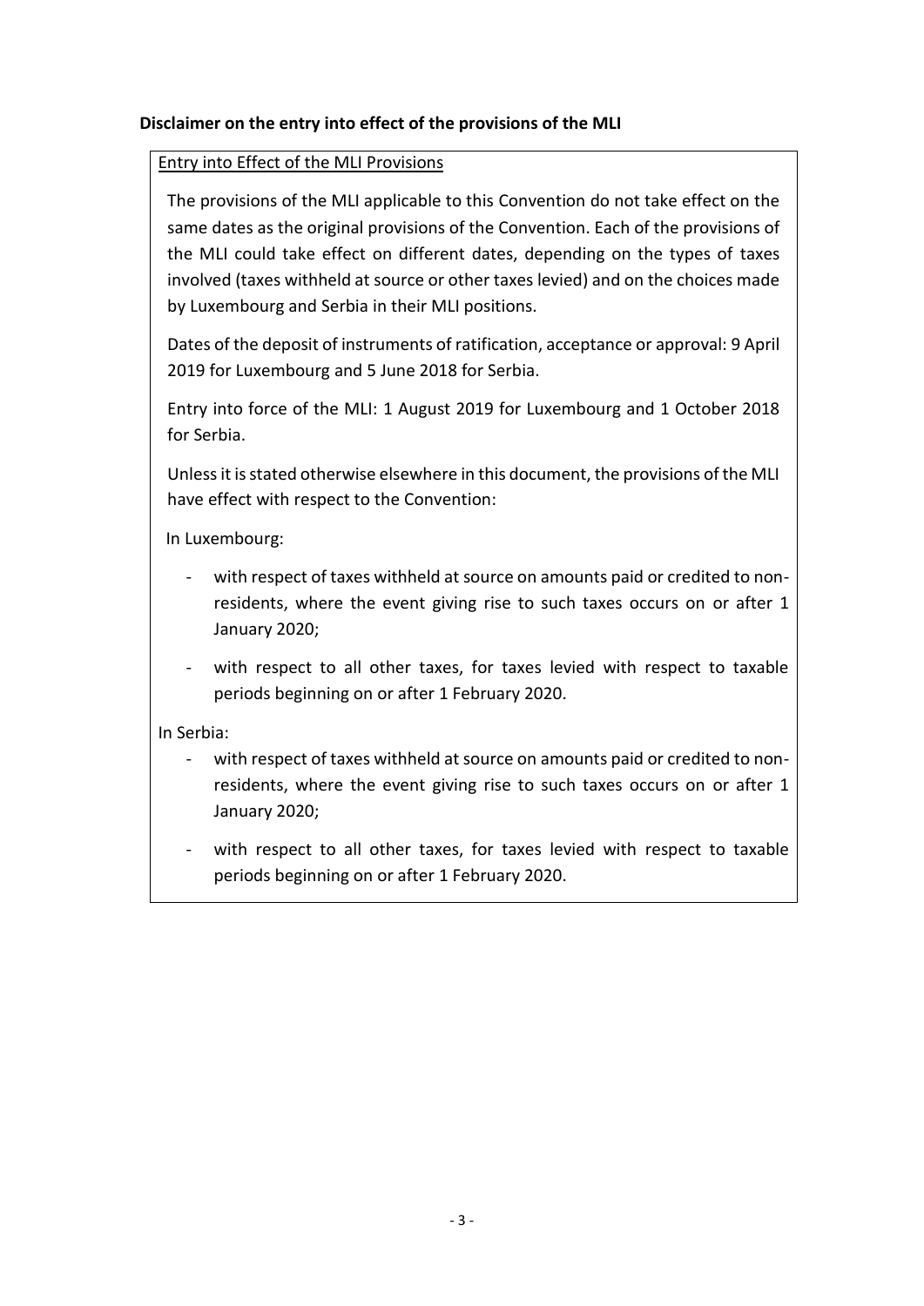**Disclaimer on the entry into effect of the provisions of the MLI**

Entry into Effect of the MLI Provisions

The provisions of the MLI applicable to this Convention do not take effect on the same dates as the original provisions of the Convention. Each of the provisions of the MLI could take effect on different dates, depending on the types of taxes involved (taxes withheld at source or other taxes levied) and on the choices made by Luxembourg and Serbia in their MLI positions.

Dates of the deposit of instruments of ratification, acceptance or approval: 9 April 2019 for Luxembourg and 5 June 2018 for Serbia.

Entry into force of the MLI: 1 August 2019 for Luxembourg and 1 October 2018 for Serbia.

Unless it is stated otherwise elsewhere in this document, the provisions of the MLI have effect with respect to the Convention:

In Luxembourg:

- with respect of taxes withheld at source on amounts paid or credited to non-residents, where the event giving rise to such taxes occurs on or after 1 January 2020;
- with respect to all other taxes, for taxes levied with respect to taxable periods beginning on or after 1 February 2020.

In Serbia:

- with respect of taxes withheld at source on amounts paid or credited to non-residents, where the event giving rise to such taxes occurs on or after 1 January 2020;
- with respect to all other taxes, for taxes levied with respect to taxable periods beginning on or after 1 February 2020.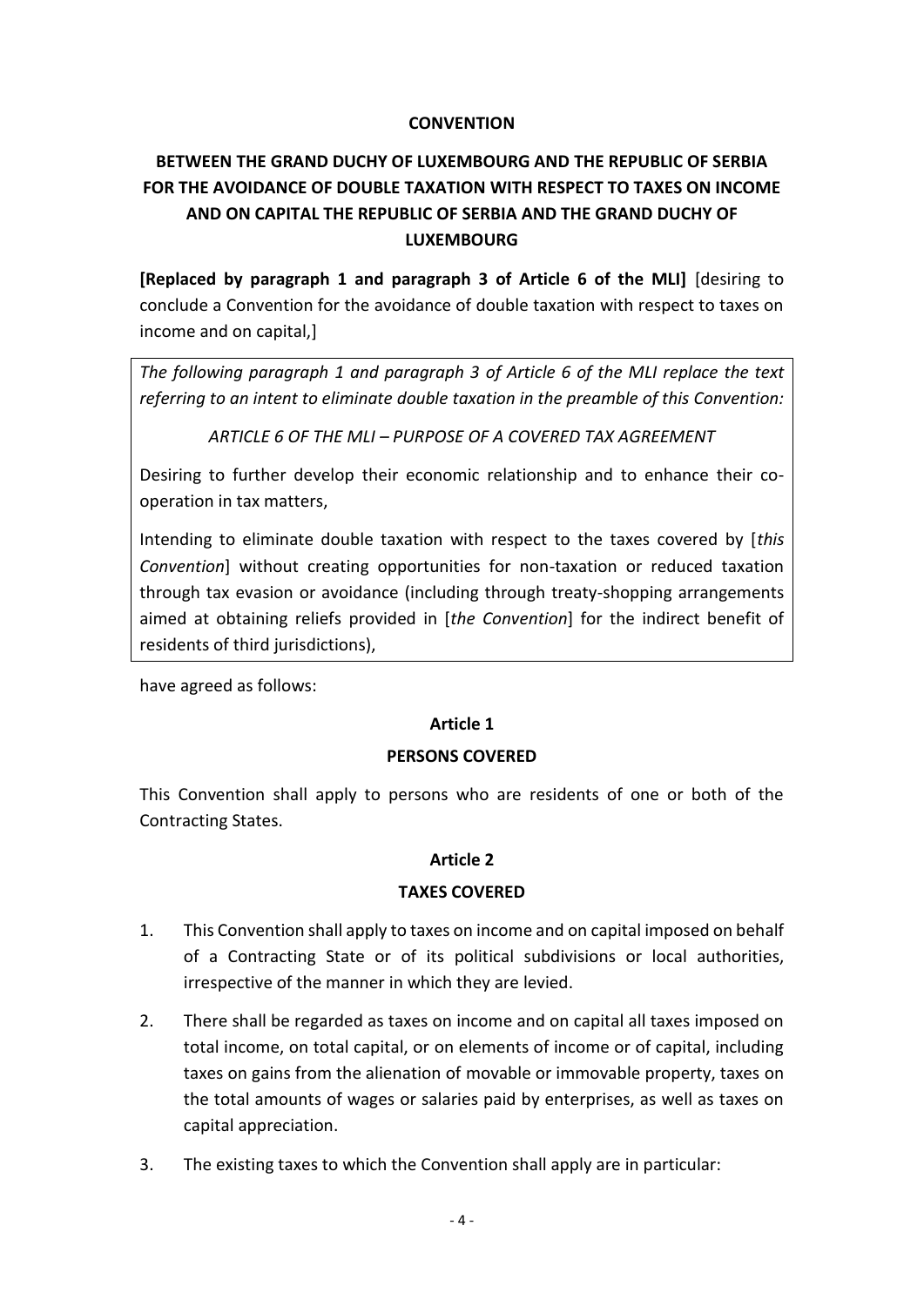**CONVENTION**

**BETWEEN THE GRAND DUCHY OF LUXEMBOURG AND THE REPUBLIC OF SERBIA FOR THE AVOIDANCE OF DOUBLE TAXATION WITH RESPECT TO TAXES ON INCOME AND ON CAPITAL THE REPUBLIC OF SERBIA AND THE GRAND DUCHY OF LUXEMBOURG**

**[Replaced by paragraph 1 and paragraph 3 of Article 6 of the MLI]** [desiring to conclude a Convention for the avoidance of double taxation with respect to taxes on income and on capital,]

*The following paragraph 1 and paragraph 3 of Article 6 of the MLI replace the text referring to an intent to eliminate double taxation in the preamble of this Convention:*

*ARTICLE 6 OF THE MLI – PURPOSE OF A COVERED TAX AGREEMENT*

Desiring to further develop their economic relationship and to enhance their co-operation in tax matters,

Intending to eliminate double taxation with respect to the taxes covered by [*this Convention*] without creating opportunities for non-taxation or reduced taxation through tax evasion or avoidance (including through treaty-shopping arrangements aimed at obtaining reliefs provided in [*the Convention*] for the indirect benefit of residents of third jurisdictions),

have agreed as follows:

**Article 1**

**PERSONS COVERED**

This Convention shall apply to persons who are residents of one or both of the Contracting States.

**Article 2**

**TAXES COVERED**

1. This Convention shall apply to taxes on income and on capital imposed on behalf of a Contracting State or of its political subdivisions or local authorities, irrespective of the manner in which they are levied.

2. There shall be regarded as taxes on income and on capital all taxes imposed on total income, on total capital, or on elements of income or of capital, including taxes on gains from the alienation of movable or immovable property, taxes on the total amounts of wages or salaries paid by enterprises, as well as taxes on capital appreciation.

3. The existing taxes to which the Convention shall apply are in particular: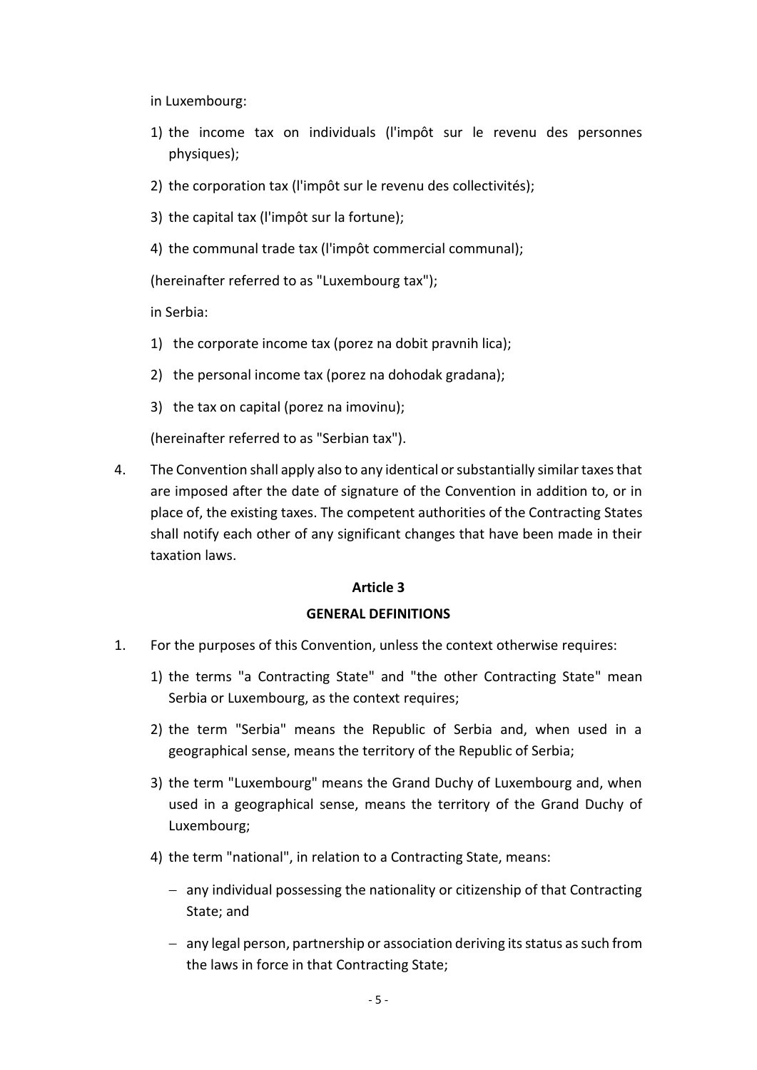in Luxembourg:

1) the income tax on individuals (l'impôt sur le revenu des personnes physiques);
2) the corporation tax (l'impôt sur le revenu des collectivités);
3) the capital tax (l'impôt sur la fortune);
4) the communal trade tax (l'impôt commercial communal);

(hereinafter referred to as "Luxembourg tax");

in Serbia:

1) the corporate income tax (porez na dobit pravnih lica);
2) the personal income tax (porez na dohodak gradana);
3) the tax on capital (porez na imovinu);

(hereinafter referred to as "Serbian tax").

4. The Convention shall apply also to any identical or substantially similar taxes that are imposed after the date of signature of the Convention in addition to, or in place of, the existing taxes. The competent authorities of the Contracting States shall notify each other of any significant changes that have been made in their taxation laws.

## Article 3

## GENERAL DEFINITIONS

1. For the purposes of this Convention, unless the context otherwise requires:

   1) the terms "a Contracting State" and "the other Contracting State" mean Serbia or Luxembourg, as the context requires;
   2) the term "Serbia" means the Republic of Serbia and, when used in a geographical sense, means the territory of the Republic of Serbia;
   3) the term "Luxembourg" means the Grand Duchy of Luxembourg and, when used in a geographical sense, means the territory of the Grand Duchy of Luxembourg;
   4) the term "national", in relation to a Contracting State, means:
      - any individual possessing the nationality or citizenship of that Contracting State; and
      - any legal person, partnership or association deriving its status as such from the laws in force in that Contracting State;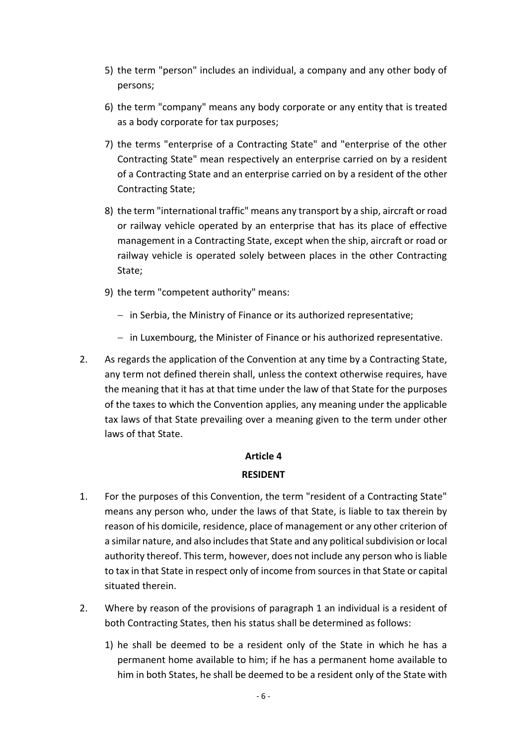5) the term "person" includes an individual, a company and any other body of persons;

6) the term "company" means any body corporate or any entity that is treated as a body corporate for tax purposes;

7) the terms "enterprise of a Contracting State" and "enterprise of the other Contracting State" mean respectively an enterprise carried on by a resident of a Contracting State and an enterprise carried on by a resident of the other Contracting State;

8) the term "international traffic" means any transport by a ship, aircraft or road or railway vehicle operated by an enterprise that has its place of effective management in a Contracting State, except when the ship, aircraft or road or railway vehicle is operated solely between places in the other Contracting State;

9) the term "competent authority" means:

   - in Serbia, the Ministry of Finance or its authorized representative;
   - in Luxembourg, the Minister of Finance or his authorized representative.

2. As regards the application of the Convention at any time by a Contracting State, any term not defined therein shall, unless the context otherwise requires, have the meaning that it has at that time under the law of that State for the purposes of the taxes to which the Convention applies, any meaning under the applicable tax laws of that State prevailing over a meaning given to the term under other laws of that State.

## Article 4

## RESIDENT

1. For the purposes of this Convention, the term "resident of a Contracting State" means any person who, under the laws of that State, is liable to tax therein by reason of his domicile, residence, place of management or any other criterion of a similar nature, and also includes that State and any political subdivision or local authority thereof. This term, however, does not include any person who is liable to tax in that State in respect only of income from sources in that State or capital situated therein.

2. Where by reason of the provisions of paragraph 1 an individual is a resident of both Contracting States, then his status shall be determined as follows:

   1) he shall be deemed to be a resident only of the State in which he has a permanent home available to him; if he has a permanent home available to him in both States, he shall be deemed to be a resident only of the State with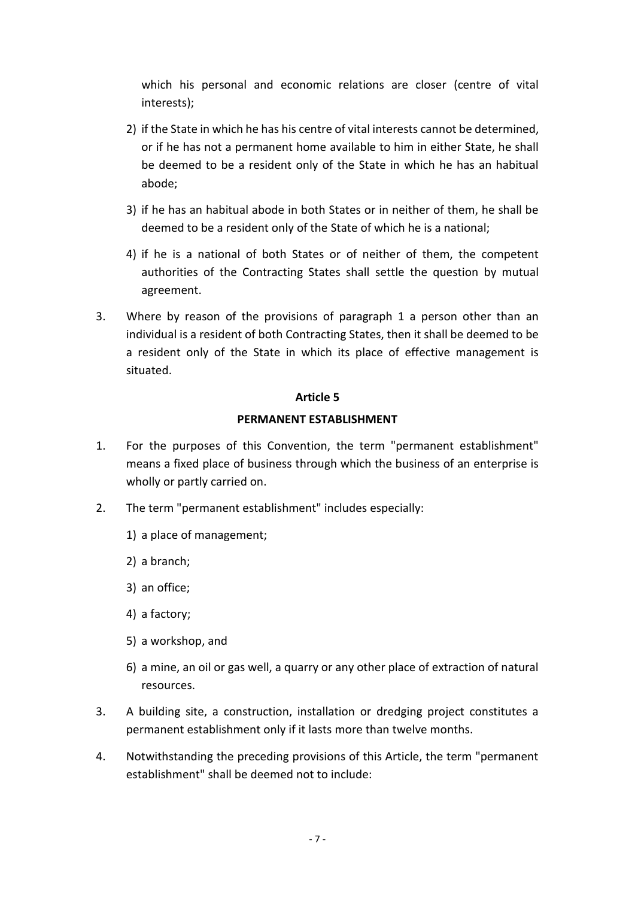which his personal and economic relations are closer (centre of vital interests);

2) if the State in which he has his centre of vital interests cannot be determined, or if he has not a permanent home available to him in either State, he shall be deemed to be a resident only of the State in which he has an habitual abode;

3) if he has an habitual abode in both States or in neither of them, he shall be deemed to be a resident only of the State of which he is a national;

4) if he is a national of both States or of neither of them, the competent authorities of the Contracting States shall settle the question by mutual agreement.

3. Where by reason of the provisions of paragraph 1 a person other than an individual is a resident of both Contracting States, then it shall be deemed to be a resident only of the State in which its place of effective management is situated.

## Article 5

## PERMANENT ESTABLISHMENT

1. For the purposes of this Convention, the term "permanent establishment" means a fixed place of business through which the business of an enterprise is wholly or partly carried on.

2. The term "permanent establishment" includes especially:

   1) a place of management;

   2) a branch;

   3) an office;

   4) a factory;

   5) a workshop, and

   6) a mine, an oil or gas well, a quarry or any other place of extraction of natural resources.

3. A building site, a construction, installation or dredging project constitutes a permanent establishment only if it lasts more than twelve months.

4. Notwithstanding the preceding provisions of this Article, the term "permanent establishment" shall be deemed not to include: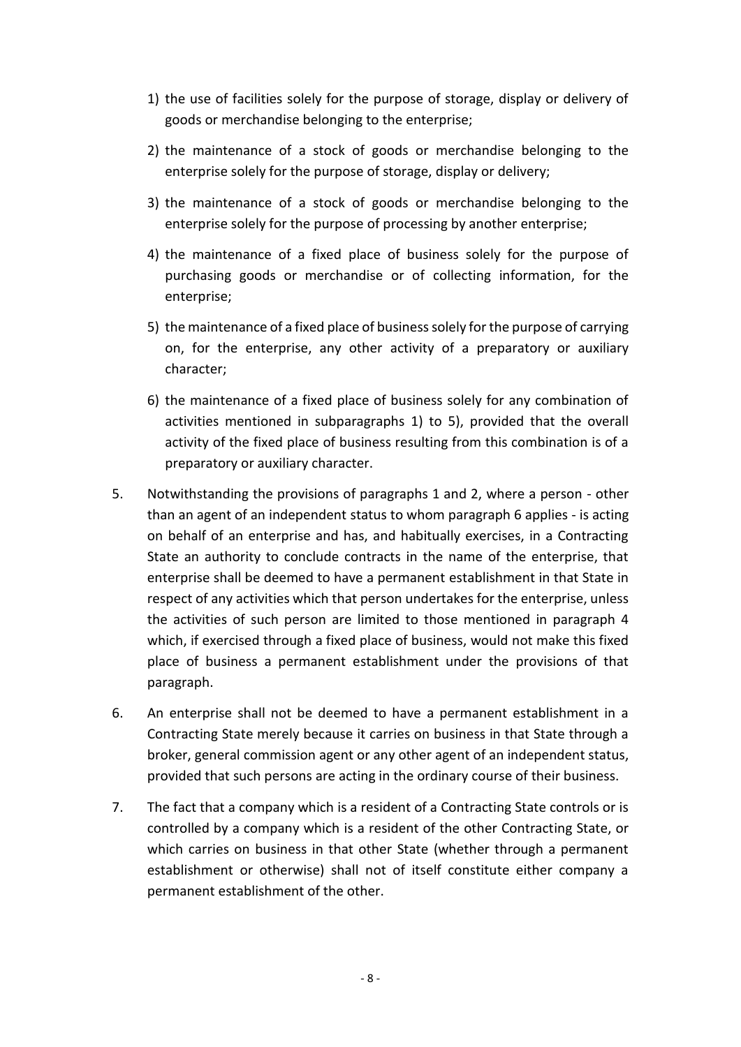1) the use of facilities solely for the purpose of storage, display or delivery of goods or merchandise belonging to the enterprise;

2) the maintenance of a stock of goods or merchandise belonging to the enterprise solely for the purpose of storage, display or delivery;

3) the maintenance of a stock of goods or merchandise belonging to the enterprise solely for the purpose of processing by another enterprise;

4) the maintenance of a fixed place of business solely for the purpose of purchasing goods or merchandise or of collecting information, for the enterprise;

5) the maintenance of a fixed place of business solely for the purpose of carrying on, for the enterprise, any other activity of a preparatory or auxiliary character;

6) the maintenance of a fixed place of business solely for any combination of activities mentioned in subparagraphs 1) to 5), provided that the overall activity of the fixed place of business resulting from this combination is of a preparatory or auxiliary character.

5. Notwithstanding the provisions of paragraphs 1 and 2, where a person - other than an agent of an independent status to whom paragraph 6 applies - is acting on behalf of an enterprise and has, and habitually exercises, in a Contracting State an authority to conclude contracts in the name of the enterprise, that enterprise shall be deemed to have a permanent establishment in that State in respect of any activities which that person undertakes for the enterprise, unless the activities of such person are limited to those mentioned in paragraph 4 which, if exercised through a fixed place of business, would not make this fixed place of business a permanent establishment under the provisions of that paragraph.

6. An enterprise shall not be deemed to have a permanent establishment in a Contracting State merely because it carries on business in that State through a broker, general commission agent or any other agent of an independent status, provided that such persons are acting in the ordinary course of their business.

7. The fact that a company which is a resident of a Contracting State controls or is controlled by a company which is a resident of the other Contracting State, or which carries on business in that other State (whether through a permanent establishment or otherwise) shall not of itself constitute either company a permanent establishment of the other.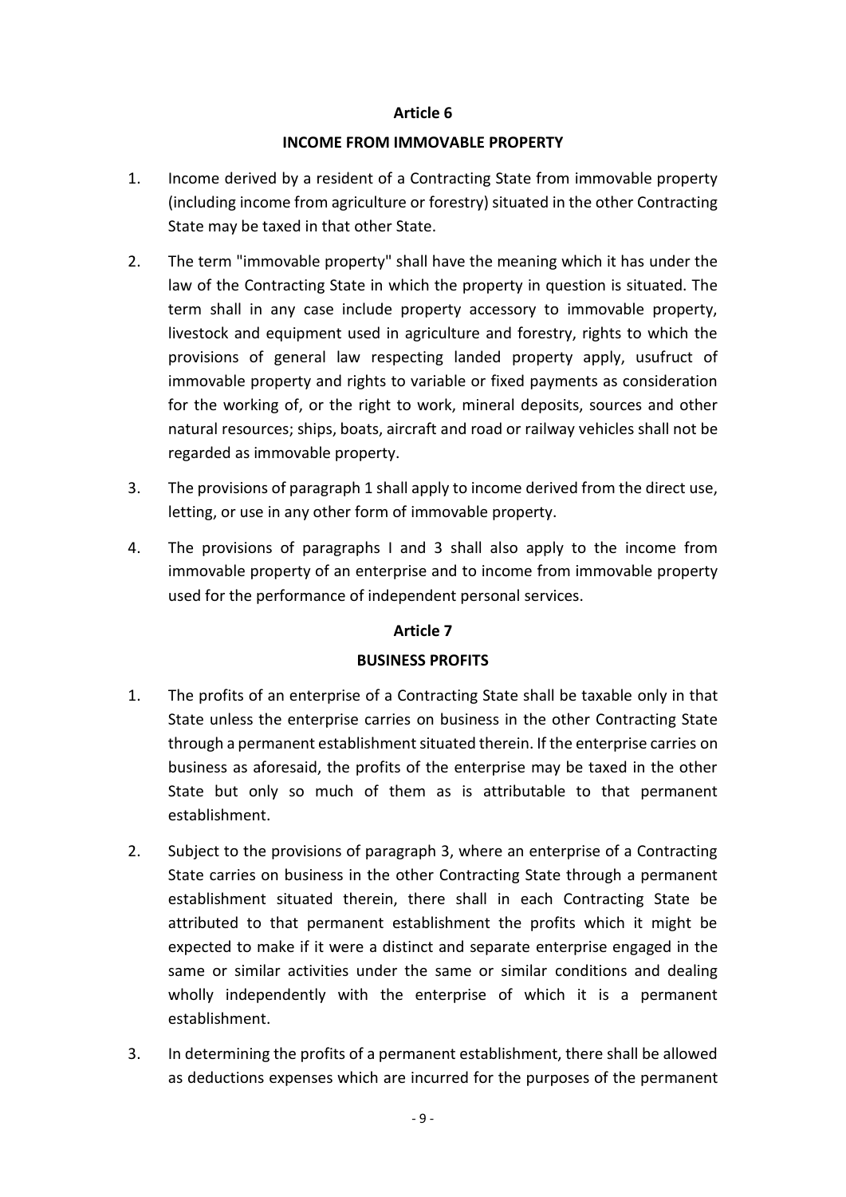## Article 6

### INCOME FROM IMMOVABLE PROPERTY

1. Income derived by a resident of a Contracting State from immovable property (including income from agriculture or forestry) situated in the other Contracting State may be taxed in that other State.

2. The term "immovable property" shall have the meaning which it has under the law of the Contracting State in which the property in question is situated. The term shall in any case include property accessory to immovable property, livestock and equipment used in agriculture and forestry, rights to which the provisions of general law respecting landed property apply, usufruct of immovable property and rights to variable or fixed payments as consideration for the working of, or the right to work, mineral deposits, sources and other natural resources; ships, boats, aircraft and road or railway vehicles shall not be regarded as immovable property.

3. The provisions of paragraph 1 shall apply to income derived from the direct use, letting, or use in any other form of immovable property.

4. The provisions of paragraphs I and 3 shall also apply to the income from immovable property of an enterprise and to income from immovable property used for the performance of independent personal services.

## Article 7

### BUSINESS PROFITS

1. The profits of an enterprise of a Contracting State shall be taxable only in that State unless the enterprise carries on business in the other Contracting State through a permanent establishment situated therein. If the enterprise carries on business as aforesaid, the profits of the enterprise may be taxed in the other State but only so much of them as is attributable to that permanent establishment.

2. Subject to the provisions of paragraph 3, where an enterprise of a Contracting State carries on business in the other Contracting State through a permanent establishment situated therein, there shall in each Contracting State be attributed to that permanent establishment the profits which it might be expected to make if it were a distinct and separate enterprise engaged in the same or similar activities under the same or similar conditions and dealing wholly independently with the enterprise of which it is a permanent establishment.

3. In determining the profits of a permanent establishment, there shall be allowed as deductions expenses which are incurred for the purposes of the permanent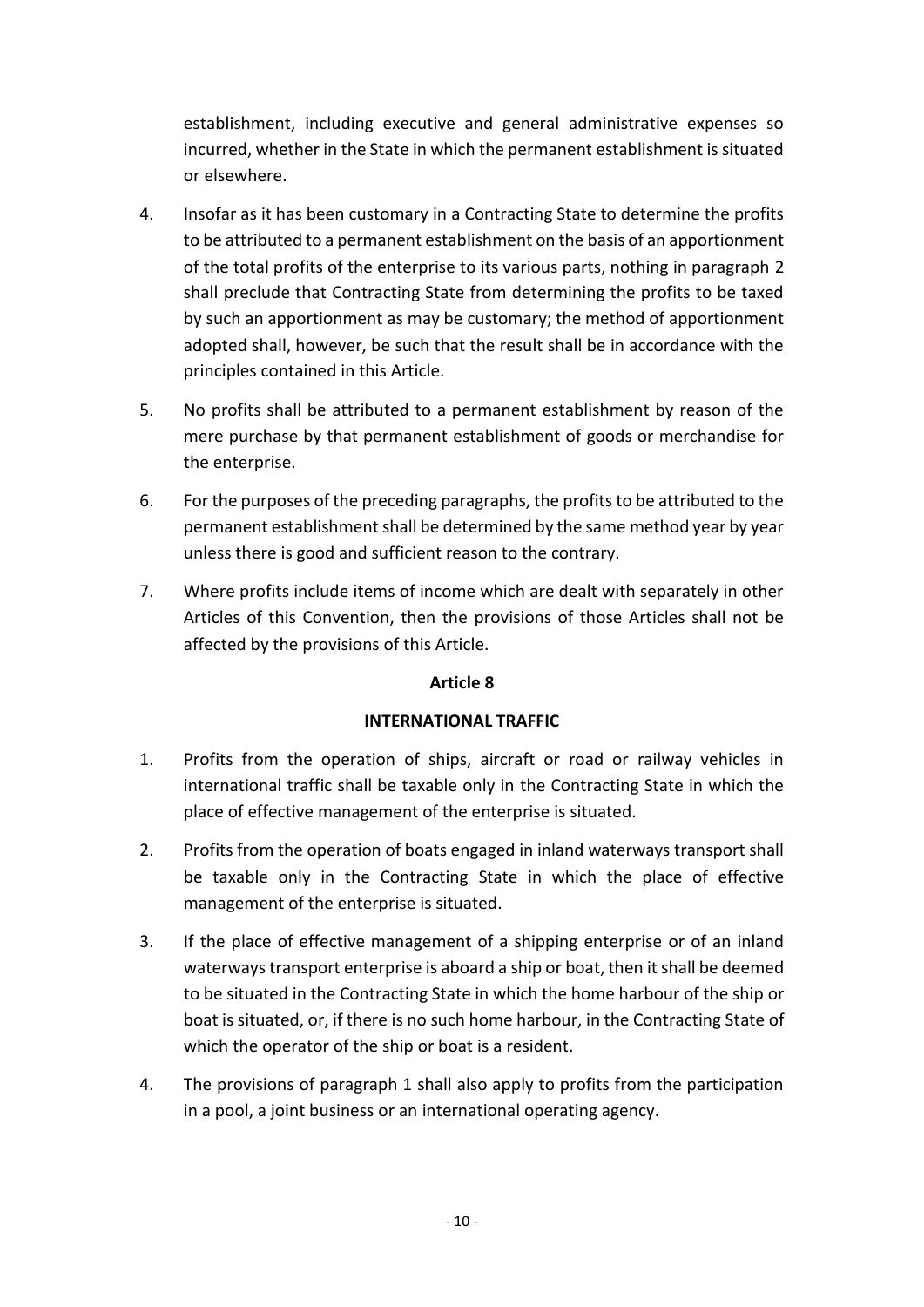establishment, including executive and general administrative expenses so incurred, whether in the State in which the permanent establishment is situated or elsewhere.

4. Insofar as it has been customary in a Contracting State to determine the profits to be attributed to a permanent establishment on the basis of an apportionment of the total profits of the enterprise to its various parts, nothing in paragraph 2 shall preclude that Contracting State from determining the profits to be taxed by such an apportionment as may be customary; the method of apportionment adopted shall, however, be such that the result shall be in accordance with the principles contained in this Article.

5. No profits shall be attributed to a permanent establishment by reason of the mere purchase by that permanent establishment of goods or merchandise for the enterprise.

6. For the purposes of the preceding paragraphs, the profits to be attributed to the permanent establishment shall be determined by the same method year by year unless there is good and sufficient reason to the contrary.

7. Where profits include items of income which are dealt with separately in other Articles of this Convention, then the provisions of those Articles shall not be affected by the provisions of this Article.

## Article 8

## INTERNATIONAL TRAFFIC

1. Profits from the operation of ships, aircraft or road or railway vehicles in international traffic shall be taxable only in the Contracting State in which the place of effective management of the enterprise is situated.

2. Profits from the operation of boats engaged in inland waterways transport shall be taxable only in the Contracting State in which the place of effective management of the enterprise is situated.

3. If the place of effective management of a shipping enterprise or of an inland waterways transport enterprise is aboard a ship or boat, then it shall be deemed to be situated in the Contracting State in which the home harbour of the ship or boat is situated, or, if there is no such home harbour, in the Contracting State of which the operator of the ship or boat is a resident.

4. The provisions of paragraph 1 shall also apply to profits from the participation in a pool, a joint business or an international operating agency.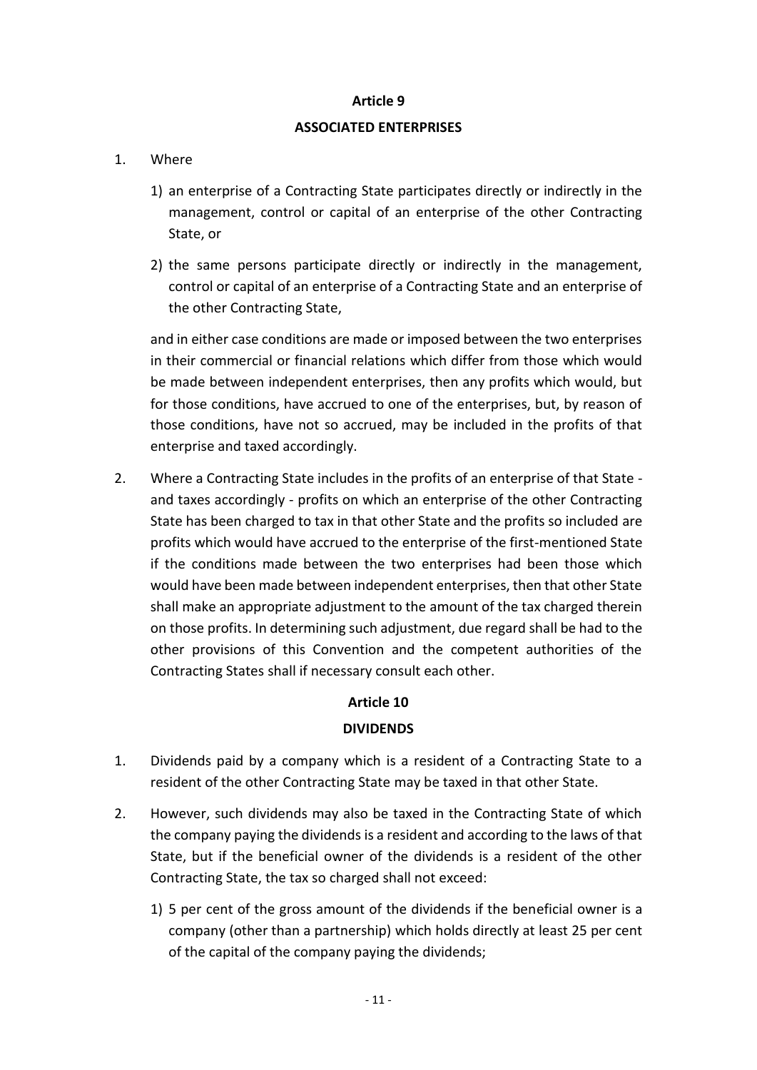## Article 9

## ASSOCIATED ENTERPRISES

1. Where

    1) an enterprise of a Contracting State participates directly or indirectly in the management, control or capital of an enterprise of the other Contracting State, or

    2) the same persons participate directly or indirectly in the management, control or capital of an enterprise of a Contracting State and an enterprise of the other Contracting State,

    and in either case conditions are made or imposed between the two enterprises in their commercial or financial relations which differ from those which would be made between independent enterprises, then any profits which would, but for those conditions, have accrued to one of the enterprises, but, by reason of those conditions, have not so accrued, may be included in the profits of that enterprise and taxed accordingly.

2. Where a Contracting State includes in the profits of an enterprise of that State - and taxes accordingly - profits on which an enterprise of the other Contracting State has been charged to tax in that other State and the profits so included are profits which would have accrued to the enterprise of the first-mentioned State if the conditions made between the two enterprises had been those which would have been made between independent enterprises, then that other State shall make an appropriate adjustment to the amount of the tax charged therein on those profits. In determining such adjustment, due regard shall be had to the other provisions of this Convention and the competent authorities of the Contracting States shall if necessary consult each other.

## Article 10

## DIVIDENDS

1. Dividends paid by a company which is a resident of a Contracting State to a resident of the other Contracting State may be taxed in that other State.

2. However, such dividends may also be taxed in the Contracting State of which the company paying the dividends is a resident and according to the laws of that State, but if the beneficial owner of the dividends is a resident of the other Contracting State, the tax so charged shall not exceed:

    1) 5 per cent of the gross amount of the dividends if the beneficial owner is a company (other than a partnership) which holds directly at least 25 per cent of the capital of the company paying the dividends;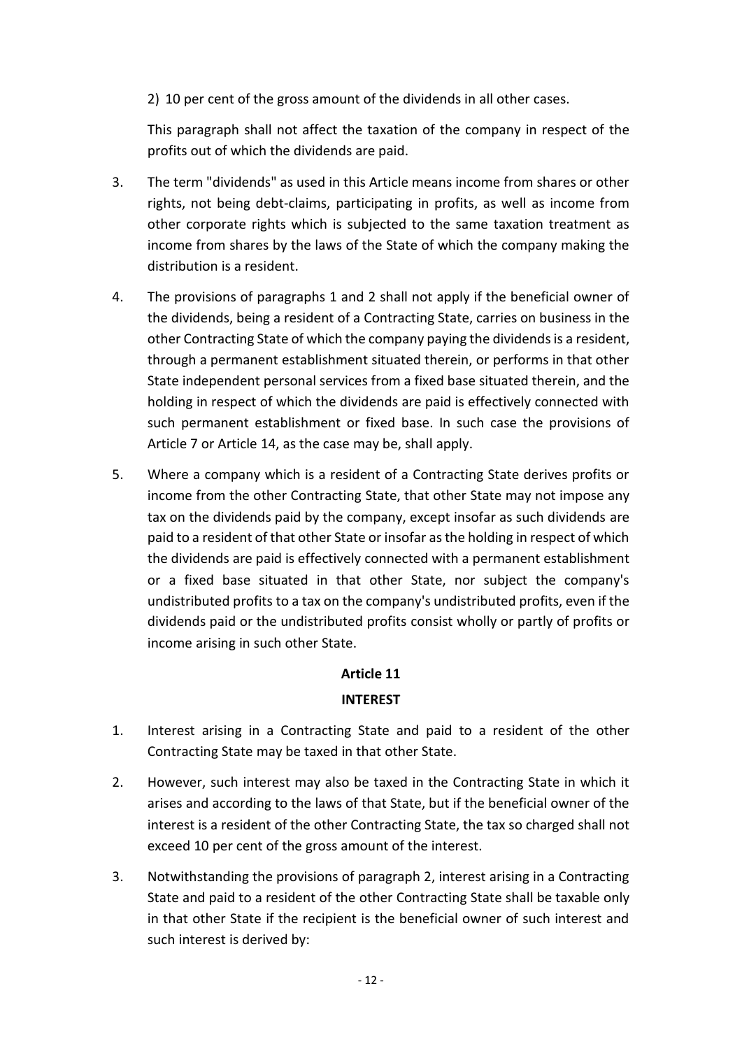2) 10 per cent of the gross amount of the dividends in all other cases.

This paragraph shall not affect the taxation of the company in respect of the profits out of which the dividends are paid.

3. The term "dividends" as used in this Article means income from shares or other rights, not being debt-claims, participating in profits, as well as income from other corporate rights which is subjected to the same taxation treatment as income from shares by the laws of the State of which the company making the distribution is a resident.

4. The provisions of paragraphs 1 and 2 shall not apply if the beneficial owner of the dividends, being a resident of a Contracting State, carries on business in the other Contracting State of which the company paying the dividends is a resident, through a permanent establishment situated therein, or performs in that other State independent personal services from a fixed base situated therein, and the holding in respect of which the dividends are paid is effectively connected with such permanent establishment or fixed base. In such case the provisions of Article 7 or Article 14, as the case may be, shall apply.

5. Where a company which is a resident of a Contracting State derives profits or income from the other Contracting State, that other State may not impose any tax on the dividends paid by the company, except insofar as such dividends are paid to a resident of that other State or insofar as the holding in respect of which the dividends are paid is effectively connected with a permanent establishment or a fixed base situated in that other State, nor subject the company's undistributed profits to a tax on the company's undistributed profits, even if the dividends paid or the undistributed profits consist wholly or partly of profits or income arising in such other State.

## Article 11

## INTEREST

1. Interest arising in a Contracting State and paid to a resident of the other Contracting State may be taxed in that other State.

2. However, such interest may also be taxed in the Contracting State in which it arises and according to the laws of that State, but if the beneficial owner of the interest is a resident of the other Contracting State, the tax so charged shall not exceed 10 per cent of the gross amount of the interest.

3. Notwithstanding the provisions of paragraph 2, interest arising in a Contracting State and paid to a resident of the other Contracting State shall be taxable only in that other State if the recipient is the beneficial owner of such interest and such interest is derived by: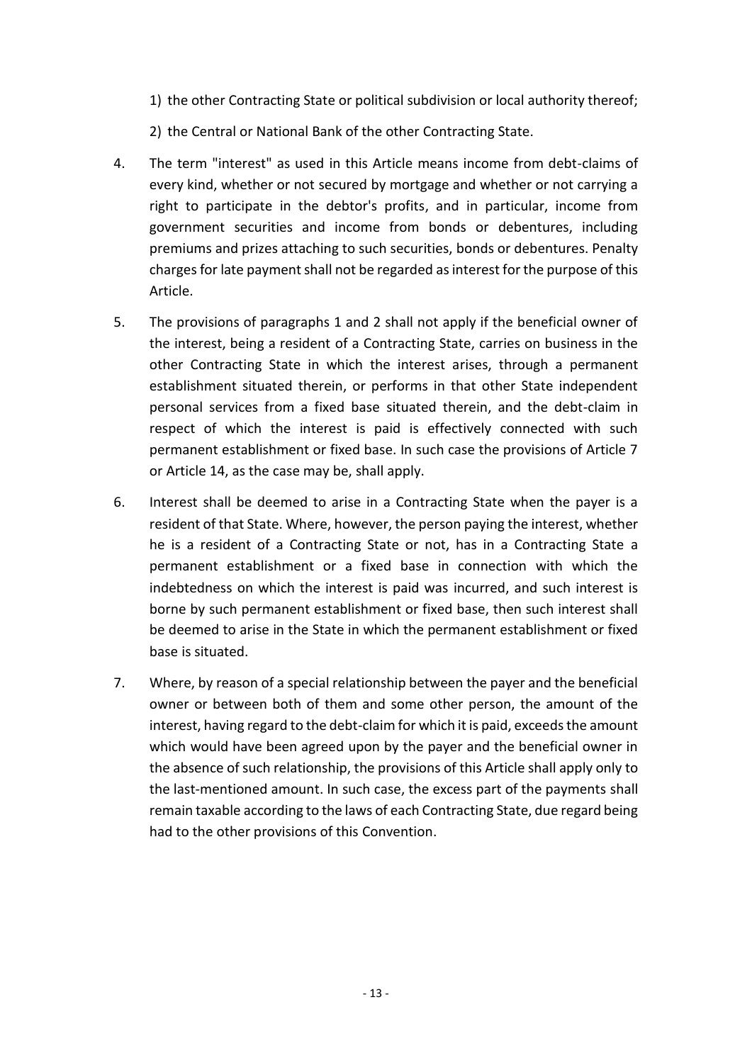1) the other Contracting State or political subdivision or local authority thereof;

2) the Central or National Bank of the other Contracting State.

4. The term "interest" as used in this Article means income from debt-claims of every kind, whether or not secured by mortgage and whether or not carrying a right to participate in the debtor's profits, and in particular, income from government securities and income from bonds or debentures, including premiums and prizes attaching to such securities, bonds or debentures. Penalty charges for late payment shall not be regarded as interest for the purpose of this Article.

5. The provisions of paragraphs 1 and 2 shall not apply if the beneficial owner of the interest, being a resident of a Contracting State, carries on business in the other Contracting State in which the interest arises, through a permanent establishment situated therein, or performs in that other State independent personal services from a fixed base situated therein, and the debt-claim in respect of which the interest is paid is effectively connected with such permanent establishment or fixed base. In such case the provisions of Article 7 or Article 14, as the case may be, shall apply.

6. Interest shall be deemed to arise in a Contracting State when the payer is a resident of that State. Where, however, the person paying the interest, whether he is a resident of a Contracting State or not, has in a Contracting State a permanent establishment or a fixed base in connection with which the indebtedness on which the interest is paid was incurred, and such interest is borne by such permanent establishment or fixed base, then such interest shall be deemed to arise in the State in which the permanent establishment or fixed base is situated.

7. Where, by reason of a special relationship between the payer and the beneficial owner or between both of them and some other person, the amount of the interest, having regard to the debt-claim for which it is paid, exceeds the amount which would have been agreed upon by the payer and the beneficial owner in the absence of such relationship, the provisions of this Article shall apply only to the last-mentioned amount. In such case, the excess part of the payments shall remain taxable according to the laws of each Contracting State, due regard being had to the other provisions of this Convention.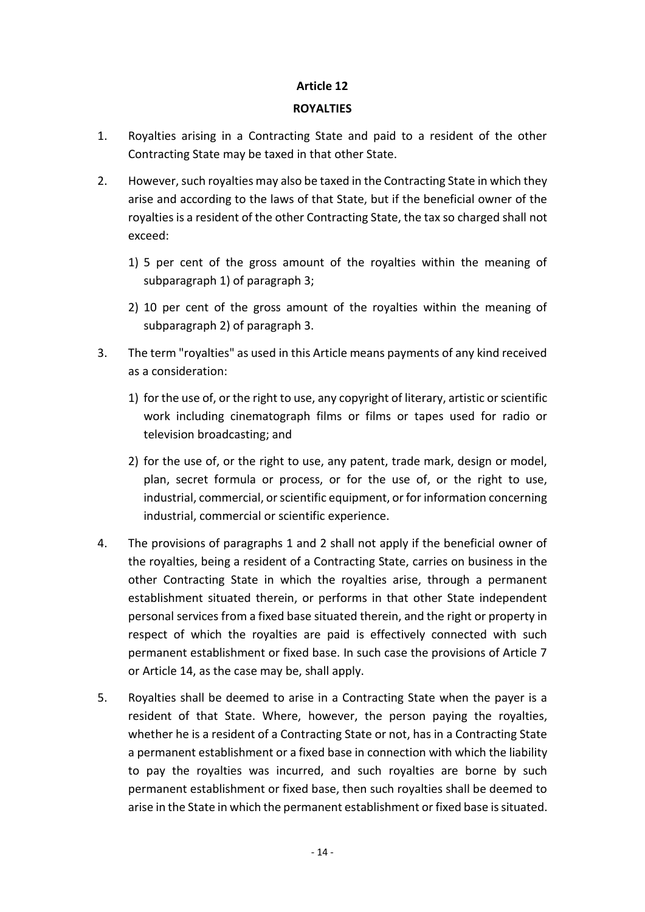## Article 12

## ROYALTIES

1. Royalties arising in a Contracting State and paid to a resident of the other Contracting State may be taxed in that other State.

2. However, such royalties may also be taxed in the Contracting State in which they arise and according to the laws of that State, but if the beneficial owner of the royalties is a resident of the other Contracting State, the tax so charged shall not exceed:

   1) 5 per cent of the gross amount of the royalties within the meaning of subparagraph 1) of paragraph 3;

   2) 10 per cent of the gross amount of the royalties within the meaning of subparagraph 2) of paragraph 3.

3. The term "royalties" as used in this Article means payments of any kind received as a consideration:

   1) for the use of, or the right to use, any copyright of literary, artistic or scientific work including cinematograph films or films or tapes used for radio or television broadcasting; and

   2) for the use of, or the right to use, any patent, trade mark, design or model, plan, secret formula or process, or for the use of, or the right to use, industrial, commercial, or scientific equipment, or for information concerning industrial, commercial or scientific experience.

4. The provisions of paragraphs 1 and 2 shall not apply if the beneficial owner of the royalties, being a resident of a Contracting State, carries on business in the other Contracting State in which the royalties arise, through a permanent establishment situated therein, or performs in that other State independent personal services from a fixed base situated therein, and the right or property in respect of which the royalties are paid is effectively connected with such permanent establishment or fixed base. In such case the provisions of Article 7 or Article 14, as the case may be, shall apply.

5. Royalties shall be deemed to arise in a Contracting State when the payer is a resident of that State. Where, however, the person paying the royalties, whether he is a resident of a Contracting State or not, has in a Contracting State a permanent establishment or a fixed base in connection with which the liability to pay the royalties was incurred, and such royalties are borne by such permanent establishment or fixed base, then such royalties shall be deemed to arise in the State in which the permanent establishment or fixed base is situated.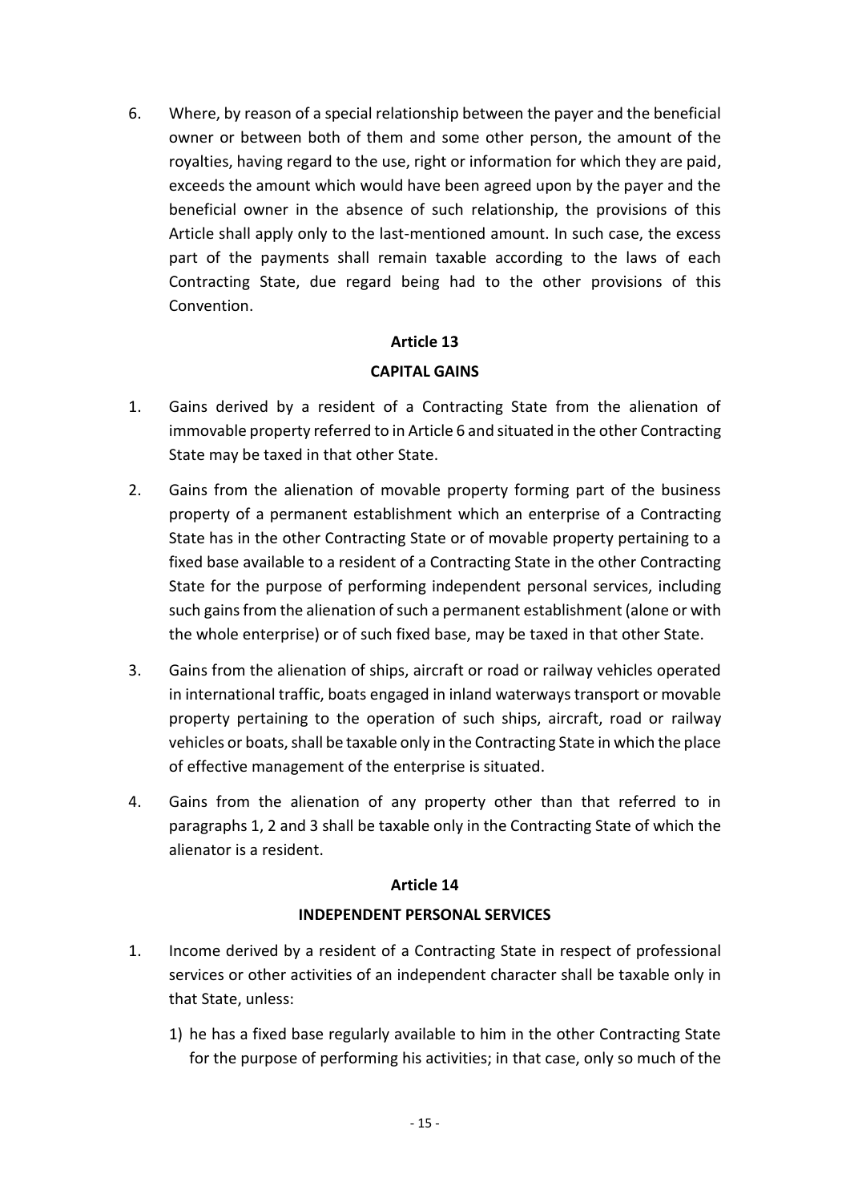6. Where, by reason of a special relationship between the payer and the beneficial owner or between both of them and some other person, the amount of the royalties, having regard to the use, right or information for which they are paid, exceeds the amount which would have been agreed upon by the payer and the beneficial owner in the absence of such relationship, the provisions of this Article shall apply only to the last-mentioned amount. In such case, the excess part of the payments shall remain taxable according to the laws of each Contracting State, due regard being had to the other provisions of this Convention.

## Article 13

## CAPITAL GAINS

1. Gains derived by a resident of a Contracting State from the alienation of immovable property referred to in Article 6 and situated in the other Contracting State may be taxed in that other State.

2. Gains from the alienation of movable property forming part of the business property of a permanent establishment which an enterprise of a Contracting State has in the other Contracting State or of movable property pertaining to a fixed base available to a resident of a Contracting State in the other Contracting State for the purpose of performing independent personal services, including such gains from the alienation of such a permanent establishment (alone or with the whole enterprise) or of such fixed base, may be taxed in that other State.

3. Gains from the alienation of ships, aircraft or road or railway vehicles operated in international traffic, boats engaged in inland waterways transport or movable property pertaining to the operation of such ships, aircraft, road or railway vehicles or boats, shall be taxable only in the Contracting State in which the place of effective management of the enterprise is situated.

4. Gains from the alienation of any property other than that referred to in paragraphs 1, 2 and 3 shall be taxable only in the Contracting State of which the alienator is a resident.

## Article 14

## INDEPENDENT PERSONAL SERVICES

1. Income derived by a resident of a Contracting State in respect of professional services or other activities of an independent character shall be taxable only in that State, unless:

   1) he has a fixed base regularly available to him in the other Contracting State for the purpose of performing his activities; in that case, only so much of the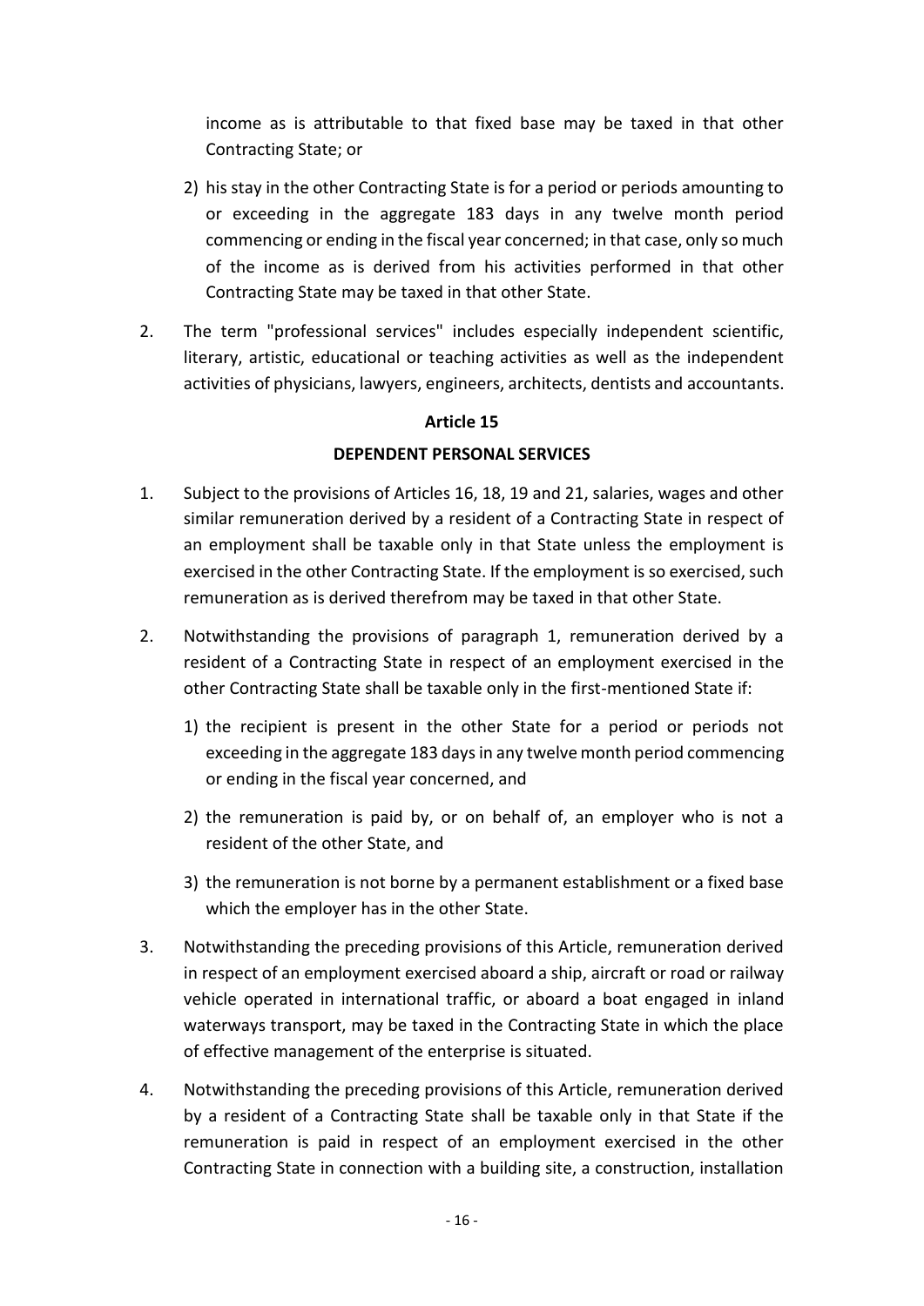income as is attributable to that fixed base may be taxed in that other Contracting State; or

2) his stay in the other Contracting State is for a period or periods amounting to or exceeding in the aggregate 183 days in any twelve month period commencing or ending in the fiscal year concerned; in that case, only so much of the income as is derived from his activities performed in that other Contracting State may be taxed in that other State.

2. The term "professional services" includes especially independent scientific, literary, artistic, educational or teaching activities as well as the independent activities of physicians, lawyers, engineers, architects, dentists and accountants.

### Article 15

### DEPENDENT PERSONAL SERVICES

1. Subject to the provisions of Articles 16, 18, 19 and 21, salaries, wages and other similar remuneration derived by a resident of a Contracting State in respect of an employment shall be taxable only in that State unless the employment is exercised in the other Contracting State. If the employment is so exercised, such remuneration as is derived therefrom may be taxed in that other State.

2. Notwithstanding the provisions of paragraph 1, remuneration derived by a resident of a Contracting State in respect of an employment exercised in the other Contracting State shall be taxable only in the first-mentioned State if:

   1) the recipient is present in the other State for a period or periods not exceeding in the aggregate 183 days in any twelve month period commencing or ending in the fiscal year concerned, and

   2) the remuneration is paid by, or on behalf of, an employer who is not a resident of the other State, and

   3) the remuneration is not borne by a permanent establishment or a fixed base which the employer has in the other State.

3. Notwithstanding the preceding provisions of this Article, remuneration derived in respect of an employment exercised aboard a ship, aircraft or road or railway vehicle operated in international traffic, or aboard a boat engaged in inland waterways transport, may be taxed in the Contracting State in which the place of effective management of the enterprise is situated.

4. Notwithstanding the preceding provisions of this Article, remuneration derived by a resident of a Contracting State shall be taxable only in that State if the remuneration is paid in respect of an employment exercised in the other Contracting State in connection with a building site, a construction, installation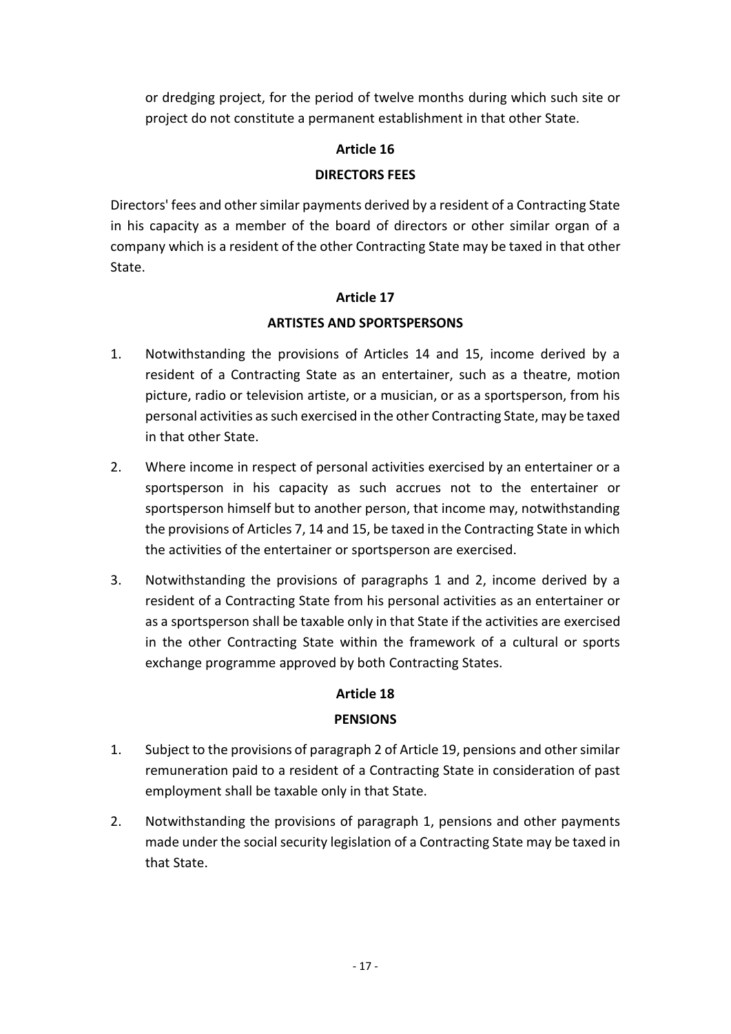or dredging project, for the period of twelve months during which such site or project do not constitute a permanent establishment in that other State.

## Article 16

## DIRECTORS FEES

Directors' fees and other similar payments derived by a resident of a Contracting State in his capacity as a member of the board of directors or other similar organ of a company which is a resident of the other Contracting State may be taxed in that other State.

## Article 17

## ARTISTES AND SPORTSPERSONS

1. Notwithstanding the provisions of Articles 14 and 15, income derived by a resident of a Contracting State as an entertainer, such as a theatre, motion picture, radio or television artiste, or a musician, or as a sportsperson, from his personal activities as such exercised in the other Contracting State, may be taxed in that other State.

2. Where income in respect of personal activities exercised by an entertainer or a sportsperson in his capacity as such accrues not to the entertainer or sportsperson himself but to another person, that income may, notwithstanding the provisions of Articles 7, 14 and 15, be taxed in the Contracting State in which the activities of the entertainer or sportsperson are exercised.

3. Notwithstanding the provisions of paragraphs 1 and 2, income derived by a resident of a Contracting State from his personal activities as an entertainer or as a sportsperson shall be taxable only in that State if the activities are exercised in the other Contracting State within the framework of a cultural or sports exchange programme approved by both Contracting States.

## Article 18

## PENSIONS

1. Subject to the provisions of paragraph 2 of Article 19, pensions and other similar remuneration paid to a resident of a Contracting State in consideration of past employment shall be taxable only in that State.

2. Notwithstanding the provisions of paragraph 1, pensions and other payments made under the social security legislation of a Contracting State may be taxed in that State.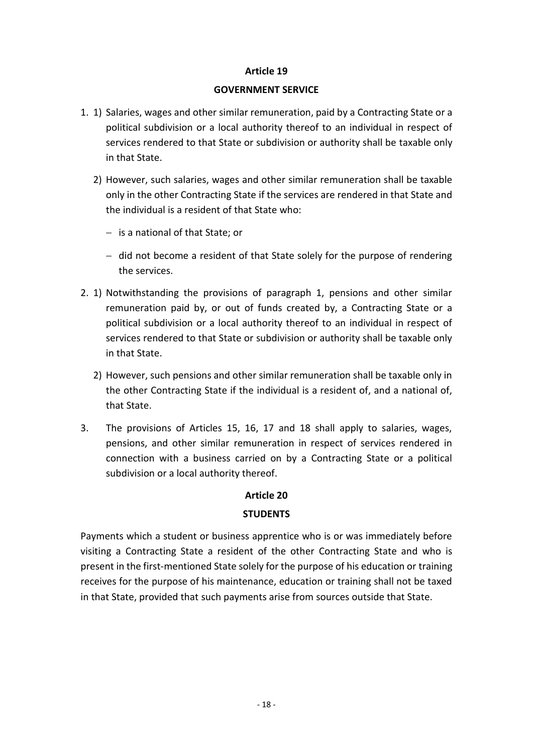## Article 19

## GOVERNMENT SERVICE

1. 1) Salaries, wages and other similar remuneration, paid by a Contracting State or a political subdivision or a local authority thereof to an individual in respect of services rendered to that State or subdivision or authority shall be taxable only in that State.

   2) However, such salaries, wages and other similar remuneration shall be taxable only in the other Contracting State if the services are rendered in that State and the individual is a resident of that State who:

   - is a national of that State; or
   - did not become a resident of that State solely for the purpose of rendering the services.

2. 1) Notwithstanding the provisions of paragraph 1, pensions and other similar remuneration paid by, or out of funds created by, a Contracting State or a political subdivision or a local authority thereof to an individual in respect of services rendered to that State or subdivision or authority shall be taxable only in that State.

   2) However, such pensions and other similar remuneration shall be taxable only in the other Contracting State if the individual is a resident of, and a national of, that State.

3. The provisions of Articles 15, 16, 17 and 18 shall apply to salaries, wages, pensions, and other similar remuneration in respect of services rendered in connection with a business carried on by a Contracting State or a political subdivision or a local authority thereof.

## Article 20

## STUDENTS

Payments which a student or business apprentice who is or was immediately before visiting a Contracting State a resident of the other Contracting State and who is present in the first-mentioned State solely for the purpose of his education or training receives for the purpose of his maintenance, education or training shall not be taxed in that State, provided that such payments arise from sources outside that State.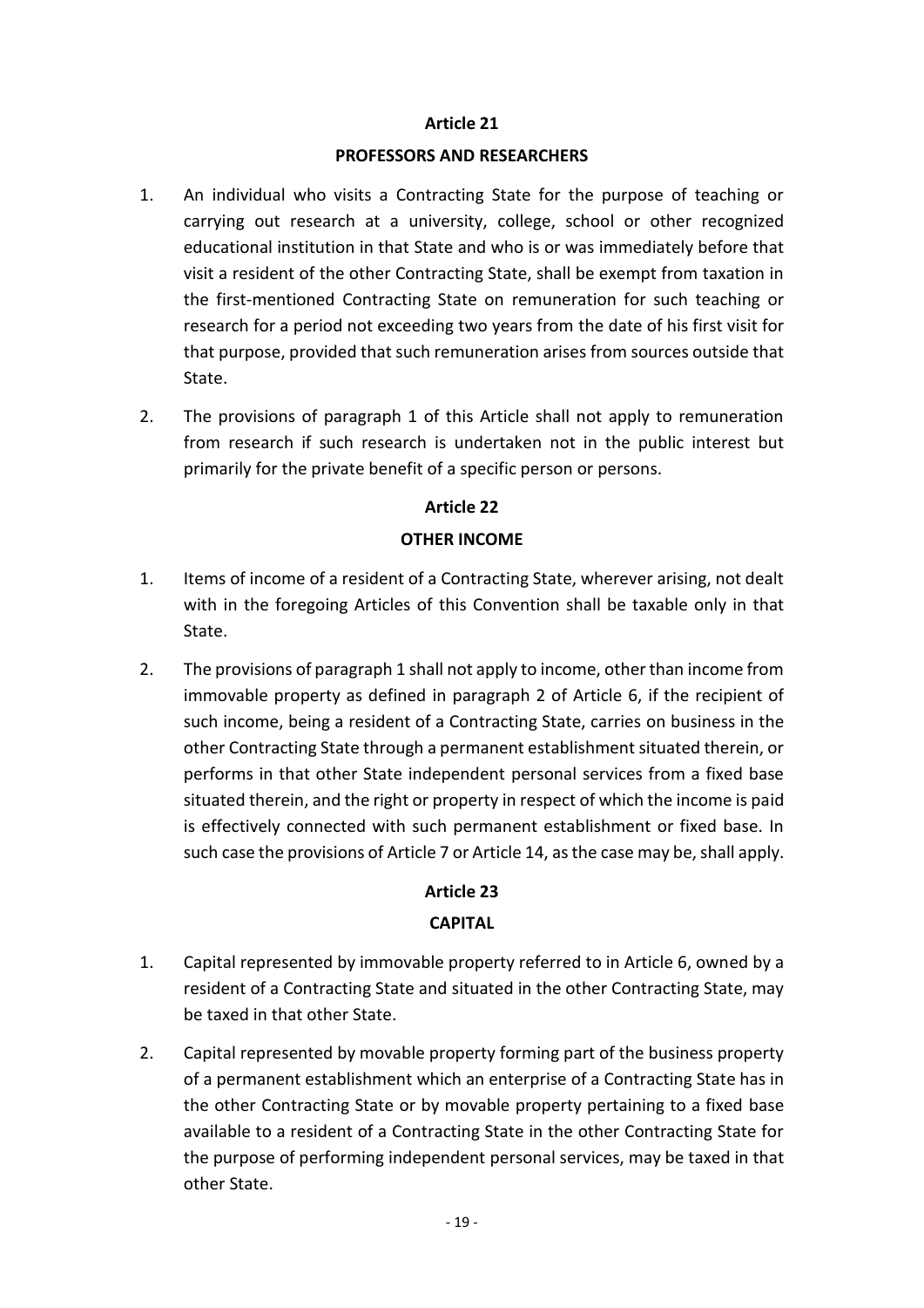## Article 21

## PROFESSORS AND RESEARCHERS

1. An individual who visits a Contracting State for the purpose of teaching or carrying out research at a university, college, school or other recognized educational institution in that State and who is or was immediately before that visit a resident of the other Contracting State, shall be exempt from taxation in the first-mentioned Contracting State on remuneration for such teaching or research for a period not exceeding two years from the date of his first visit for that purpose, provided that such remuneration arises from sources outside that State.

2. The provisions of paragraph 1 of this Article shall not apply to remuneration from research if such research is undertaken not in the public interest but primarily for the private benefit of a specific person or persons.

## Article 22

## OTHER INCOME

1. Items of income of a resident of a Contracting State, wherever arising, not dealt with in the foregoing Articles of this Convention shall be taxable only in that State.

2. The provisions of paragraph 1 shall not apply to income, other than income from immovable property as defined in paragraph 2 of Article 6, if the recipient of such income, being a resident of a Contracting State, carries on business in the other Contracting State through a permanent establishment situated therein, or performs in that other State independent personal services from a fixed base situated therein, and the right or property in respect of which the income is paid is effectively connected with such permanent establishment or fixed base. In such case the provisions of Article 7 or Article 14, as the case may be, shall apply.

## Article 23

## CAPITAL

1. Capital represented by immovable property referred to in Article 6, owned by a resident of a Contracting State and situated in the other Contracting State, may be taxed in that other State.

2. Capital represented by movable property forming part of the business property of a permanent establishment which an enterprise of a Contracting State has in the other Contracting State or by movable property pertaining to a fixed base available to a resident of a Contracting State in the other Contracting State for the purpose of performing independent personal services, may be taxed in that other State.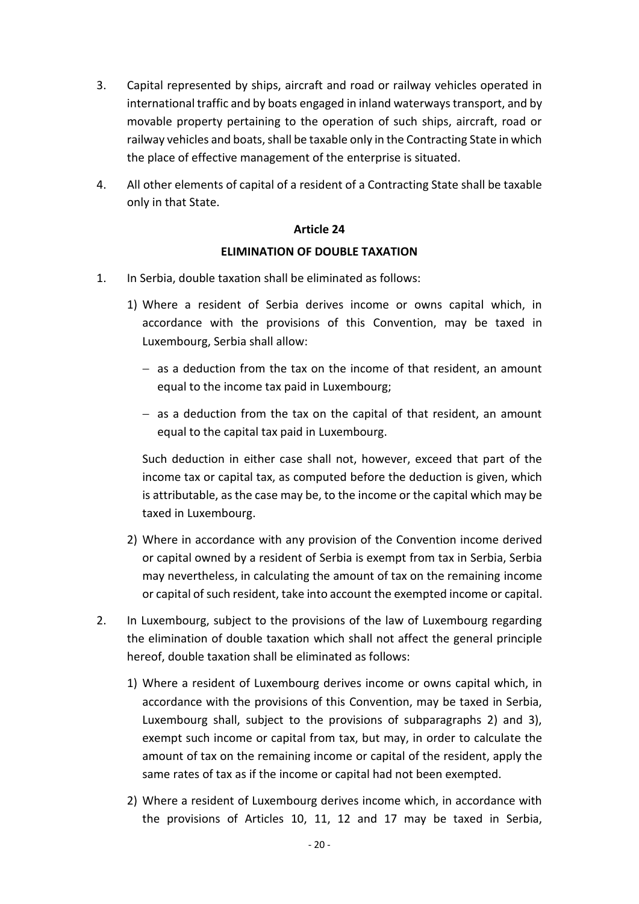3. Capital represented by ships, aircraft and road or railway vehicles operated in international traffic and by boats engaged in inland waterways transport, and by movable property pertaining to the operation of such ships, aircraft, road or railway vehicles and boats, shall be taxable only in the Contracting State in which the place of effective management of the enterprise is situated.

4. All other elements of capital of a resident of a Contracting State shall be taxable only in that State.

**Article 24**

**ELIMINATION OF DOUBLE TAXATION**

1. In Serbia, double taxation shall be eliminated as follows:

   1) Where a resident of Serbia derives income or owns capital which, in accordance with the provisions of this Convention, may be taxed in Luxembourg, Serbia shall allow:

      − as a deduction from the tax on the income of that resident, an amount equal to the income tax paid in Luxembourg;

      − as a deduction from the tax on the capital of that resident, an amount equal to the capital tax paid in Luxembourg.

      Such deduction in either case shall not, however, exceed that part of the income tax or capital tax, as computed before the deduction is given, which is attributable, as the case may be, to the income or the capital which may be taxed in Luxembourg.

   2) Where in accordance with any provision of the Convention income derived or capital owned by a resident of Serbia is exempt from tax in Serbia, Serbia may nevertheless, in calculating the amount of tax on the remaining income or capital of such resident, take into account the exempted income or capital.

2. In Luxembourg, subject to the provisions of the law of Luxembourg regarding the elimination of double taxation which shall not affect the general principle hereof, double taxation shall be eliminated as follows:

   1) Where a resident of Luxembourg derives income or owns capital which, in accordance with the provisions of this Convention, may be taxed in Serbia, Luxembourg shall, subject to the provisions of subparagraphs 2) and 3), exempt such income or capital from tax, but may, in order to calculate the amount of tax on the remaining income or capital of the resident, apply the same rates of tax as if the income or capital had not been exempted.

   2) Where a resident of Luxembourg derives income which, in accordance with the provisions of Articles 10, 11, 12 and 17 may be taxed in Serbia,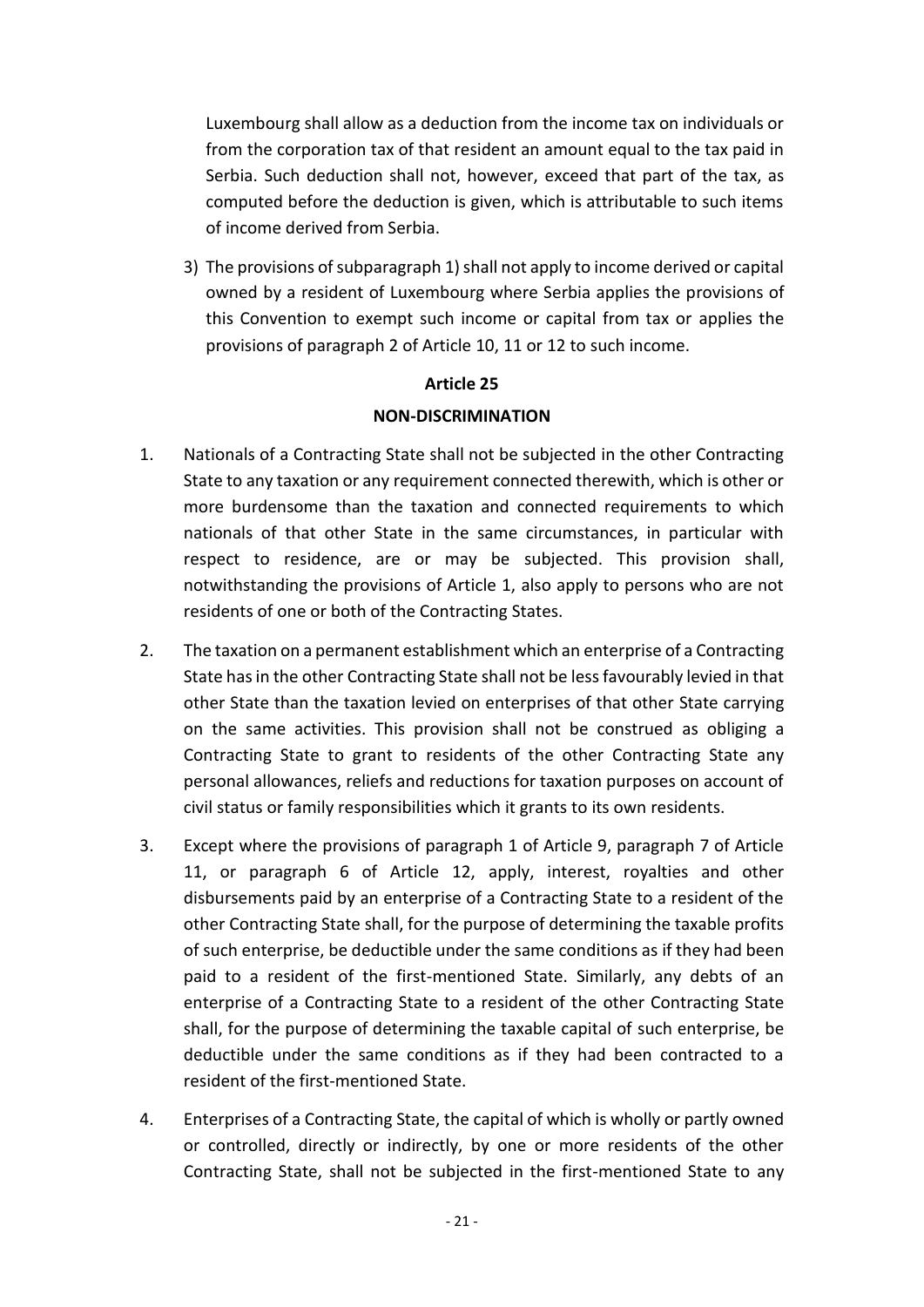Luxembourg shall allow as a deduction from the income tax on individuals or from the corporation tax of that resident an amount equal to the tax paid in Serbia. Such deduction shall not, however, exceed that part of the tax, as computed before the deduction is given, which is attributable to such items of income derived from Serbia.

3) The provisions of subparagraph 1) shall not apply to income derived or capital owned by a resident of Luxembourg where Serbia applies the provisions of this Convention to exempt such income or capital from tax or applies the provisions of paragraph 2 of Article 10, 11 or 12 to such income.

**Article 25**

**NON-DISCRIMINATION**

1. Nationals of a Contracting State shall not be subjected in the other Contracting State to any taxation or any requirement connected therewith, which is other or more burdensome than the taxation and connected requirements to which nationals of that other State in the same circumstances, in particular with respect to residence, are or may be subjected. This provision shall, notwithstanding the provisions of Article 1, also apply to persons who are not residents of one or both of the Contracting States.

2. The taxation on a permanent establishment which an enterprise of a Contracting State has in the other Contracting State shall not be less favourably levied in that other State than the taxation levied on enterprises of that other State carrying on the same activities. This provision shall not be construed as obliging a Contracting State to grant to residents of the other Contracting State any personal allowances, reliefs and reductions for taxation purposes on account of civil status or family responsibilities which it grants to its own residents.

3. Except where the provisions of paragraph 1 of Article 9, paragraph 7 of Article 11, or paragraph 6 of Article 12, apply, interest, royalties and other disbursements paid by an enterprise of a Contracting State to a resident of the other Contracting State shall, for the purpose of determining the taxable profits of such enterprise, be deductible under the same conditions as if they had been paid to a resident of the first-mentioned State. Similarly, any debts of an enterprise of a Contracting State to a resident of the other Contracting State shall, for the purpose of determining the taxable capital of such enterprise, be deductible under the same conditions as if they had been contracted to a resident of the first-mentioned State.

4. Enterprises of a Contracting State, the capital of which is wholly or partly owned or controlled, directly or indirectly, by one or more residents of the other Contracting State, shall not be subjected in the first-mentioned State to any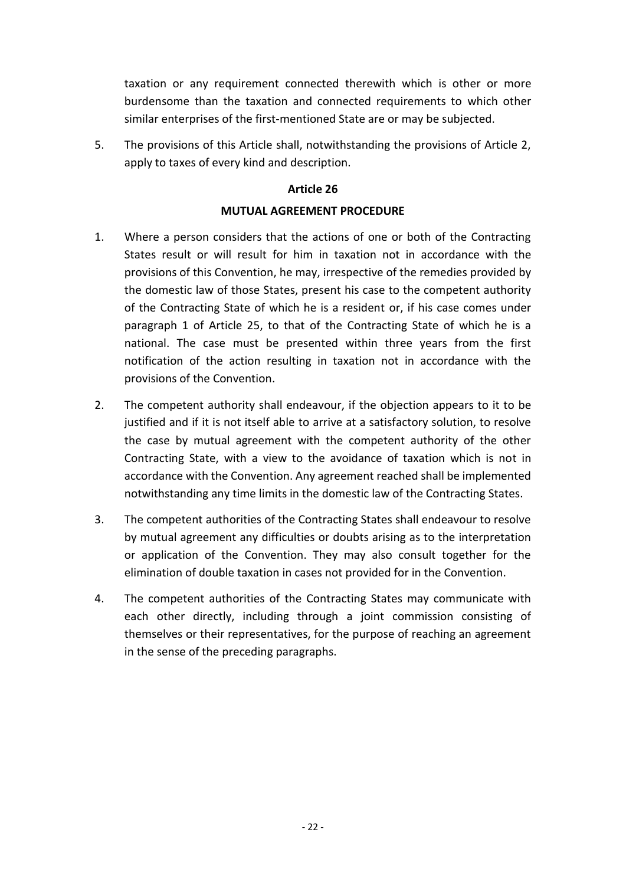taxation or any requirement connected therewith which is other or more burdensome than the taxation and connected requirements to which other similar enterprises of the first-mentioned State are or may be subjected.

5. The provisions of this Article shall, notwithstanding the provisions of Article 2, apply to taxes of every kind and description.

## Article 26

## MUTUAL AGREEMENT PROCEDURE

1. Where a person considers that the actions of one or both of the Contracting States result or will result for him in taxation not in accordance with the provisions of this Convention, he may, irrespective of the remedies provided by the domestic law of those States, present his case to the competent authority of the Contracting State of which he is a resident or, if his case comes under paragraph 1 of Article 25, to that of the Contracting State of which he is a national. The case must be presented within three years from the first notification of the action resulting in taxation not in accordance with the provisions of the Convention.

2. The competent authority shall endeavour, if the objection appears to it to be justified and if it is not itself able to arrive at a satisfactory solution, to resolve the case by mutual agreement with the competent authority of the other Contracting State, with a view to the avoidance of taxation which is not in accordance with the Convention. Any agreement reached shall be implemented notwithstanding any time limits in the domestic law of the Contracting States.

3. The competent authorities of the Contracting States shall endeavour to resolve by mutual agreement any difficulties or doubts arising as to the interpretation or application of the Convention. They may also consult together for the elimination of double taxation in cases not provided for in the Convention.

4. The competent authorities of the Contracting States may communicate with each other directly, including through a joint commission consisting of themselves or their representatives, for the purpose of reaching an agreement in the sense of the preceding paragraphs.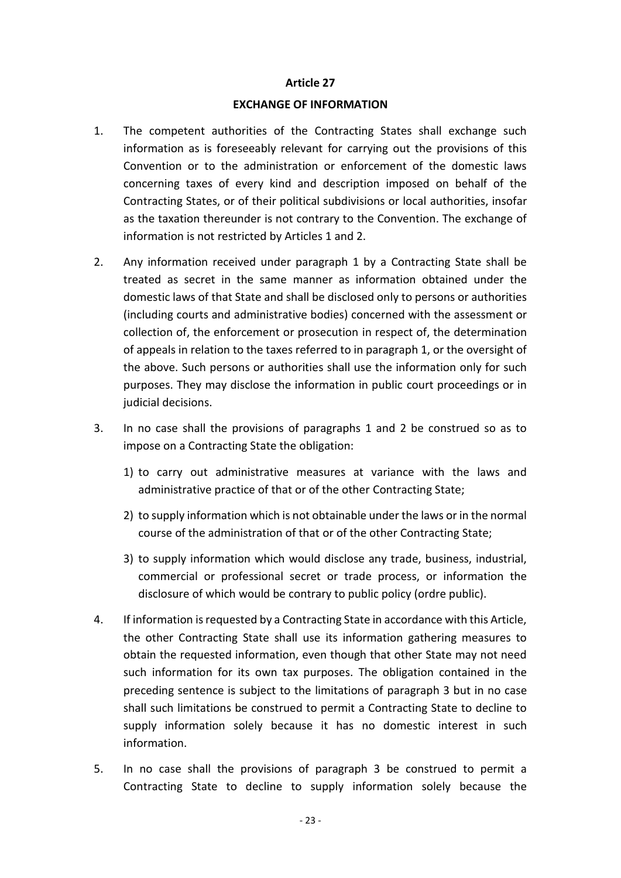**Article 27**

**EXCHANGE OF INFORMATION**

1. The competent authorities of the Contracting States shall exchange such information as is foreseeably relevant for carrying out the provisions of this Convention or to the administration or enforcement of the domestic laws concerning taxes of every kind and description imposed on behalf of the Contracting States, or of their political subdivisions or local authorities, insofar as the taxation thereunder is not contrary to the Convention. The exchange of information is not restricted by Articles 1 and 2.

2. Any information received under paragraph 1 by a Contracting State shall be treated as secret in the same manner as information obtained under the domestic laws of that State and shall be disclosed only to persons or authorities (including courts and administrative bodies) concerned with the assessment or collection of, the enforcement or prosecution in respect of, the determination of appeals in relation to the taxes referred to in paragraph 1, or the oversight of the above. Such persons or authorities shall use the information only for such purposes. They may disclose the information in public court proceedings or in judicial decisions.

3. In no case shall the provisions of paragraphs 1 and 2 be construed so as to impose on a Contracting State the obligation:

   1) to carry out administrative measures at variance with the laws and administrative practice of that or of the other Contracting State;

   2) to supply information which is not obtainable under the laws or in the normal course of the administration of that or of the other Contracting State;

   3) to supply information which would disclose any trade, business, industrial, commercial or professional secret or trade process, or information the disclosure of which would be contrary to public policy (ordre public).

4. If information is requested by a Contracting State in accordance with this Article, the other Contracting State shall use its information gathering measures to obtain the requested information, even though that other State may not need such information for its own tax purposes. The obligation contained in the preceding sentence is subject to the limitations of paragraph 3 but in no case shall such limitations be construed to permit a Contracting State to decline to supply information solely because it has no domestic interest in such information.

5. In no case shall the provisions of paragraph 3 be construed to permit a Contracting State to decline to supply information solely because the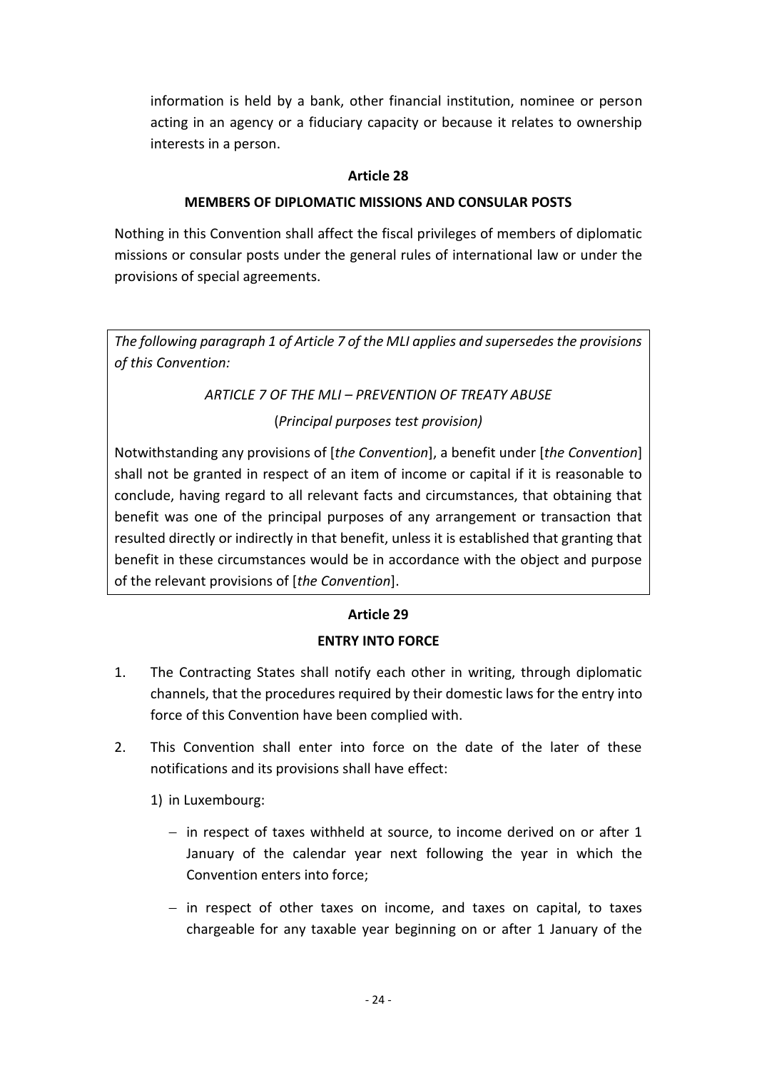information is held by a bank, other financial institution, nominee or person acting in an agency or a fiduciary capacity or because it relates to ownership interests in a person.

**Article 28**

**MEMBERS OF DIPLOMATIC MISSIONS AND CONSULAR POSTS**

Nothing in this Convention shall affect the fiscal privileges of members of diplomatic missions or consular posts under the general rules of international law or under the provisions of special agreements.

*The following paragraph 1 of Article 7 of the MLI applies and supersedes the provisions of this Convention:*

*ARTICLE 7 OF THE MLI – PREVENTION OF TREATY ABUSE*

(*Principal purposes test provision)*

Notwithstanding any provisions of [*the Convention*], a benefit under [*the Convention*] shall not be granted in respect of an item of income or capital if it is reasonable to conclude, having regard to all relevant facts and circumstances, that obtaining that benefit was one of the principal purposes of any arrangement or transaction that resulted directly or indirectly in that benefit, unless it is established that granting that benefit in these circumstances would be in accordance with the object and purpose of the relevant provisions of [*the Convention*].

**Article 29**

**ENTRY INTO FORCE**

1. The Contracting States shall notify each other in writing, through diplomatic channels, that the procedures required by their domestic laws for the entry into force of this Convention have been complied with.

2. This Convention shall enter into force on the date of the later of these notifications and its provisions shall have effect:

   1) in Luxembourg:

      - in respect of taxes withheld at source, to income derived on or after 1 January of the calendar year next following the year in which the Convention enters into force;

      - in respect of other taxes on income, and taxes on capital, to taxes chargeable for any taxable year beginning on or after 1 January of the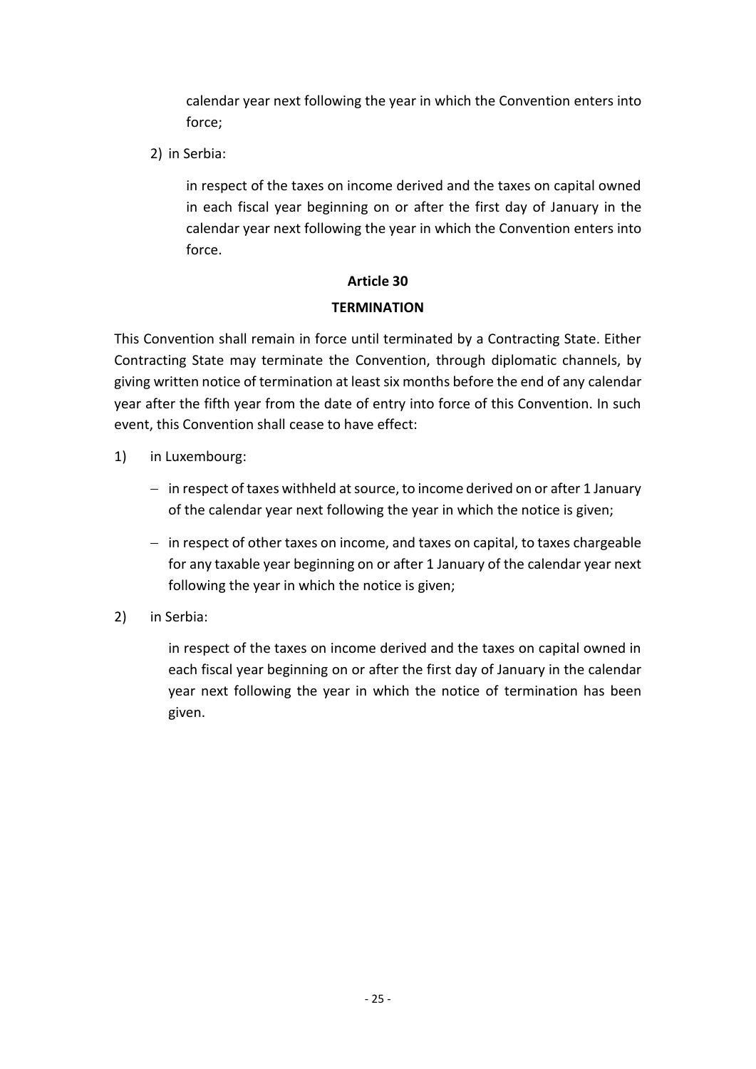calendar year next following the year in which the Convention enters into force;

2) in Serbia:

in respect of the taxes on income derived and the taxes on capital owned in each fiscal year beginning on or after the first day of January in the calendar year next following the year in which the Convention enters into force.

**Article 30**

**TERMINATION**

This Convention shall remain in force until terminated by a Contracting State. Either Contracting State may terminate the Convention, through diplomatic channels, by giving written notice of termination at least six months before the end of any calendar year after the fifth year from the date of entry into force of this Convention. In such event, this Convention shall cease to have effect:

1) in Luxembourg:

   - in respect of taxes withheld at source, to income derived on or after 1 January of the calendar year next following the year in which the notice is given;
   - in respect of other taxes on income, and taxes on capital, to taxes chargeable for any taxable year beginning on or after 1 January of the calendar year next following the year in which the notice is given;

2) in Serbia:

in respect of the taxes on income derived and the taxes on capital owned in each fiscal year beginning on or after the first day of January in the calendar year next following the year in which the notice of termination has been given.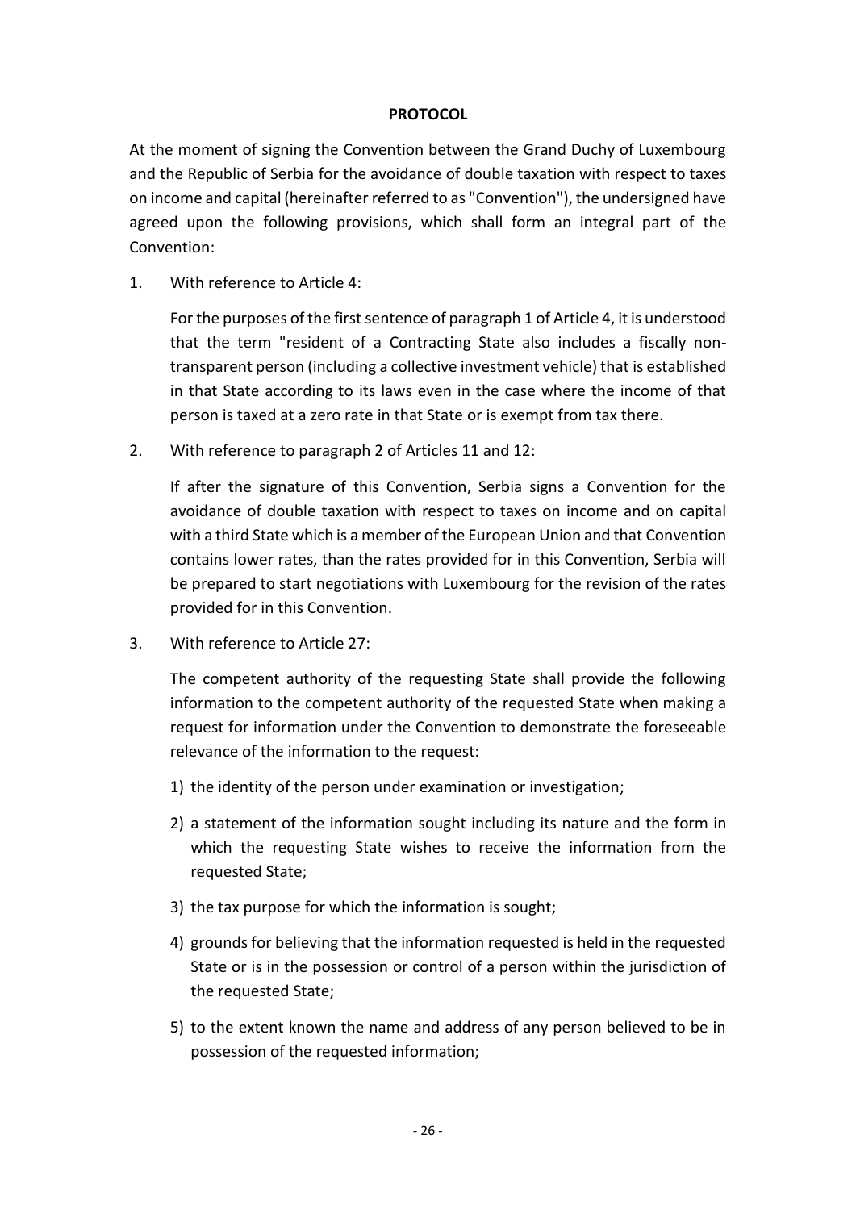**PROTOCOL**

At the moment of signing the Convention between the Grand Duchy of Luxembourg and the Republic of Serbia for the avoidance of double taxation with respect to taxes on income and capital (hereinafter referred to as "Convention"), the undersigned have agreed upon the following provisions, which shall form an integral part of the Convention:

1. With reference to Article 4:

   For the purposes of the first sentence of paragraph 1 of Article 4, it is understood that the term "resident of a Contracting State also includes a fiscally non-transparent person (including a collective investment vehicle) that is established in that State according to its laws even in the case where the income of that person is taxed at a zero rate in that State or is exempt from tax there.

2. With reference to paragraph 2 of Articles 11 and 12:

   If after the signature of this Convention, Serbia signs a Convention for the avoidance of double taxation with respect to taxes on income and on capital with a third State which is a member of the European Union and that Convention contains lower rates, than the rates provided for in this Convention, Serbia will be prepared to start negotiations with Luxembourg for the revision of the rates provided for in this Convention.

3. With reference to Article 27:

   The competent authority of the requesting State shall provide the following information to the competent authority of the requested State when making a request for information under the Convention to demonstrate the foreseeable relevance of the information to the request:

   1) the identity of the person under examination or investigation;

   2) a statement of the information sought including its nature and the form in which the requesting State wishes to receive the information from the requested State;

   3) the tax purpose for which the information is sought;

   4) grounds for believing that the information requested is held in the requested State or is in the possession or control of a person within the jurisdiction of the requested State;

   5) to the extent known the name and address of any person believed to be in possession of the requested information;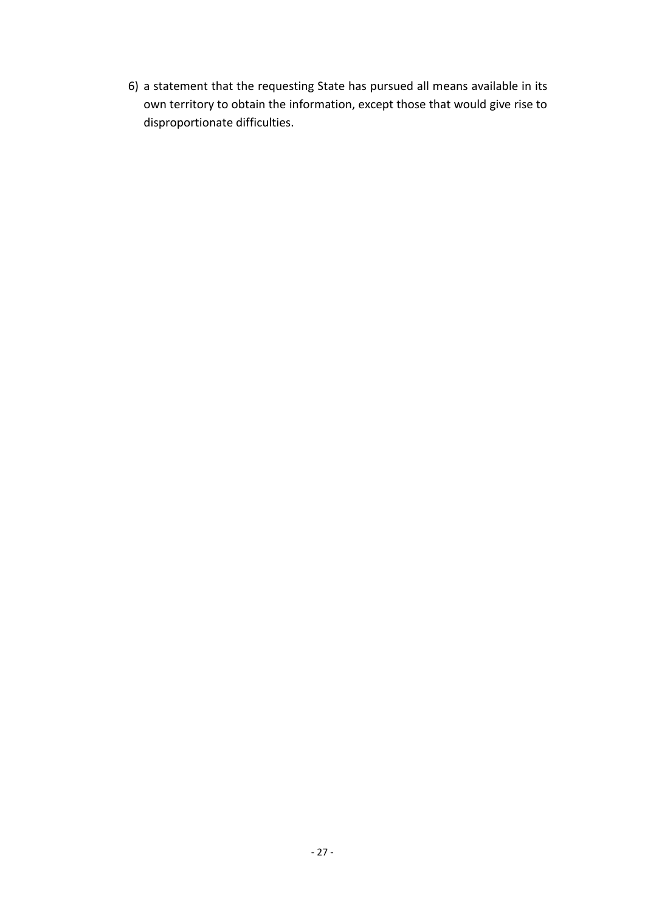6) a statement that the requesting State has pursued all means available in its own territory to obtain the information, except those that would give rise to disproportionate difficulties.